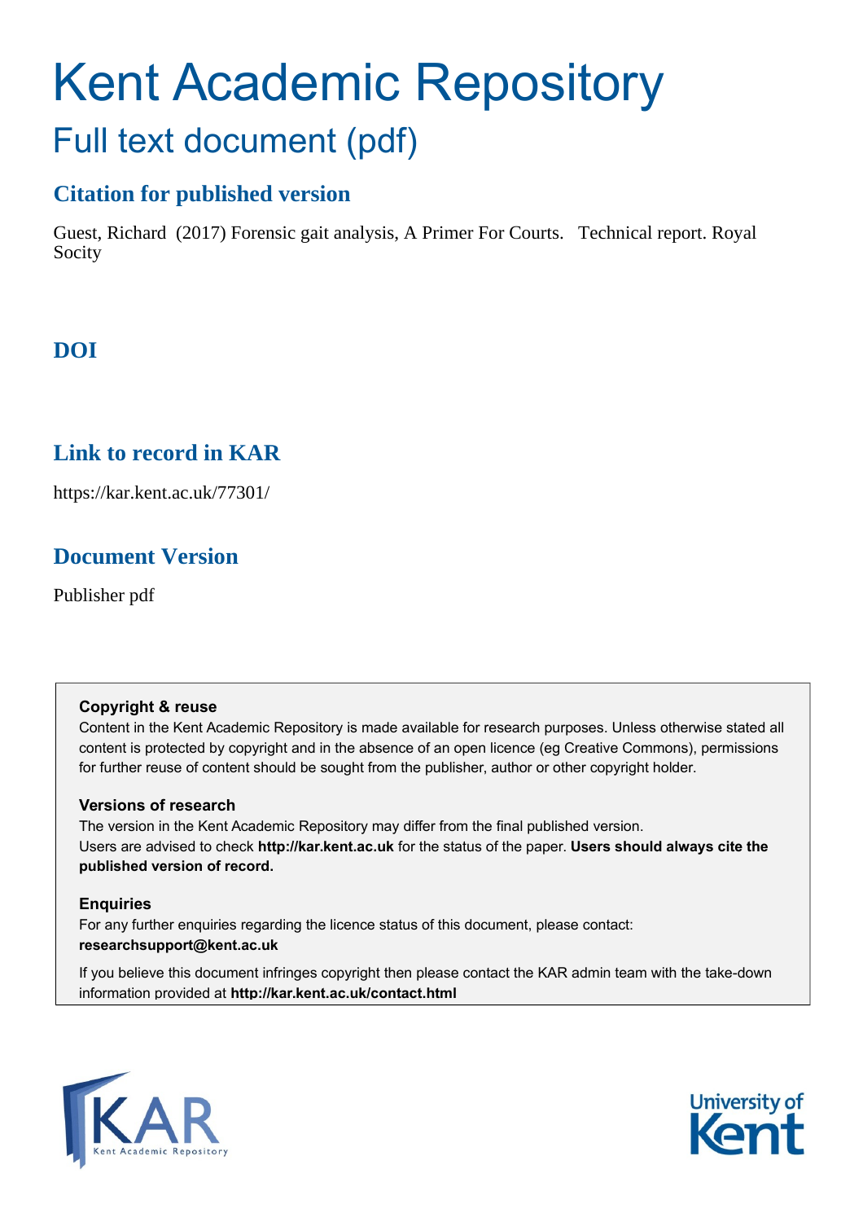# Kent Academic Repository

## Full text document (pdf)

### Citation for published version

Guest, Richard (2017) Forensic gait analysis, A Primer For Courts. Technical report. Royal Socity

### DOI

### Link to record in KAR

https://kar.kent.ac.uk/77301/

### Document Version

Publisher pdf

**Copyright & reuse**

Content in the Kent Academic Repository is made available for research purposes. Unless otherwise stated all content is protected by copyright and in the absence of an open licence (eg Creative Commons), permissions for further reuse of content should be sought from the publisher, author or other copyright holder.

**Versions of research**

The version in the Kent Academic Repository may differ from the final published version. Users are advised to check **http://kar.kent.ac.uk** for the status of the paper. **Users should always cite the published version of record.**

**Enquiries**

For any further enquiries regarding the licence status of this document, please contact: **researchsupport@kent.ac.uk**

If you believe this document infringes copyright then please contact the KAR admin team with the take-down information provided at **http://kar.kent.ac.uk/contact.html**

KAR Kent Academic Repository

University of Kent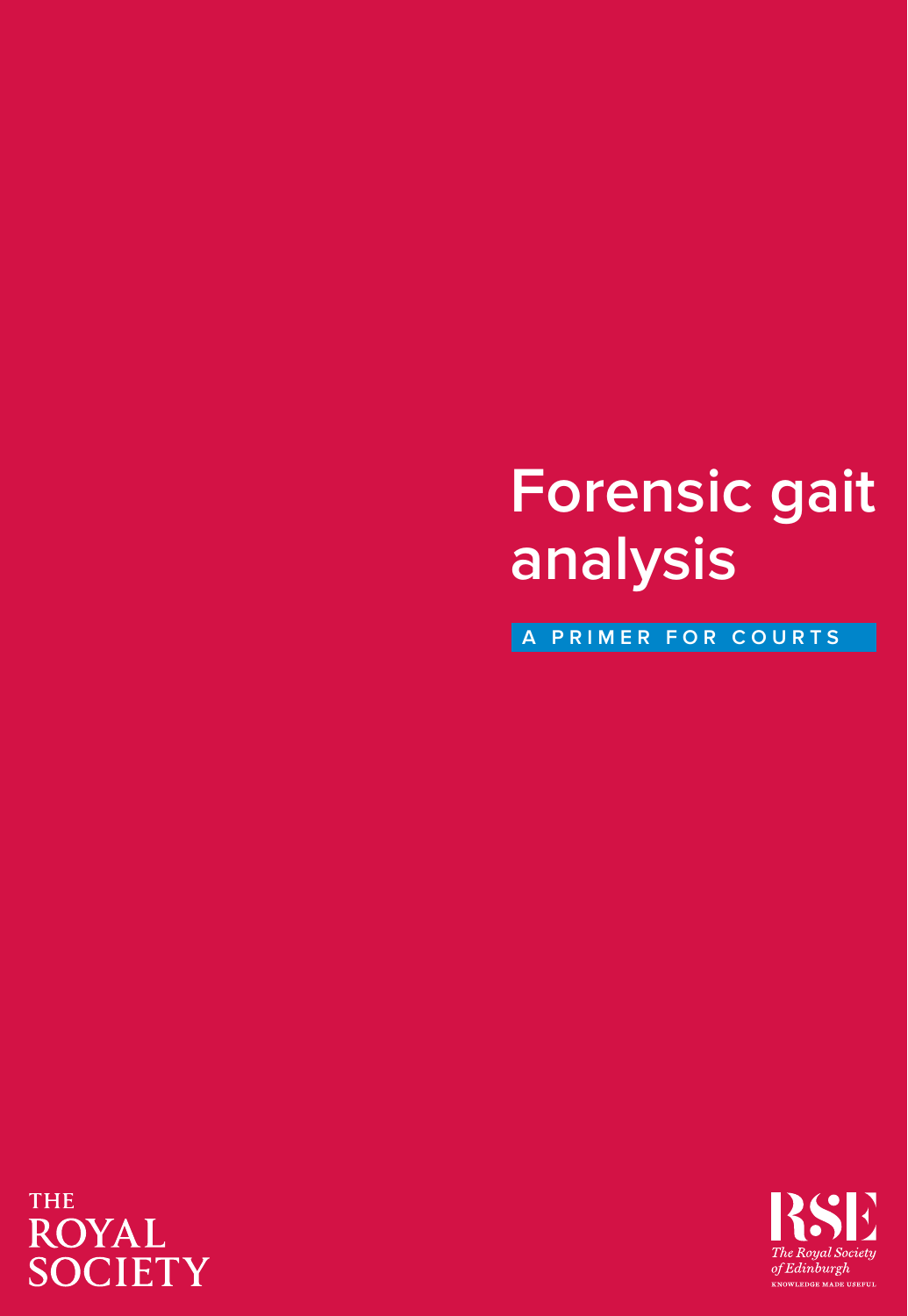# Forensic gait analysis

**A PRIMER FOR COURTS**

THE ROYAL SOCIETY

RSE
The Royal Society of Edinburgh
KNOWLEDGE MADE USEFUL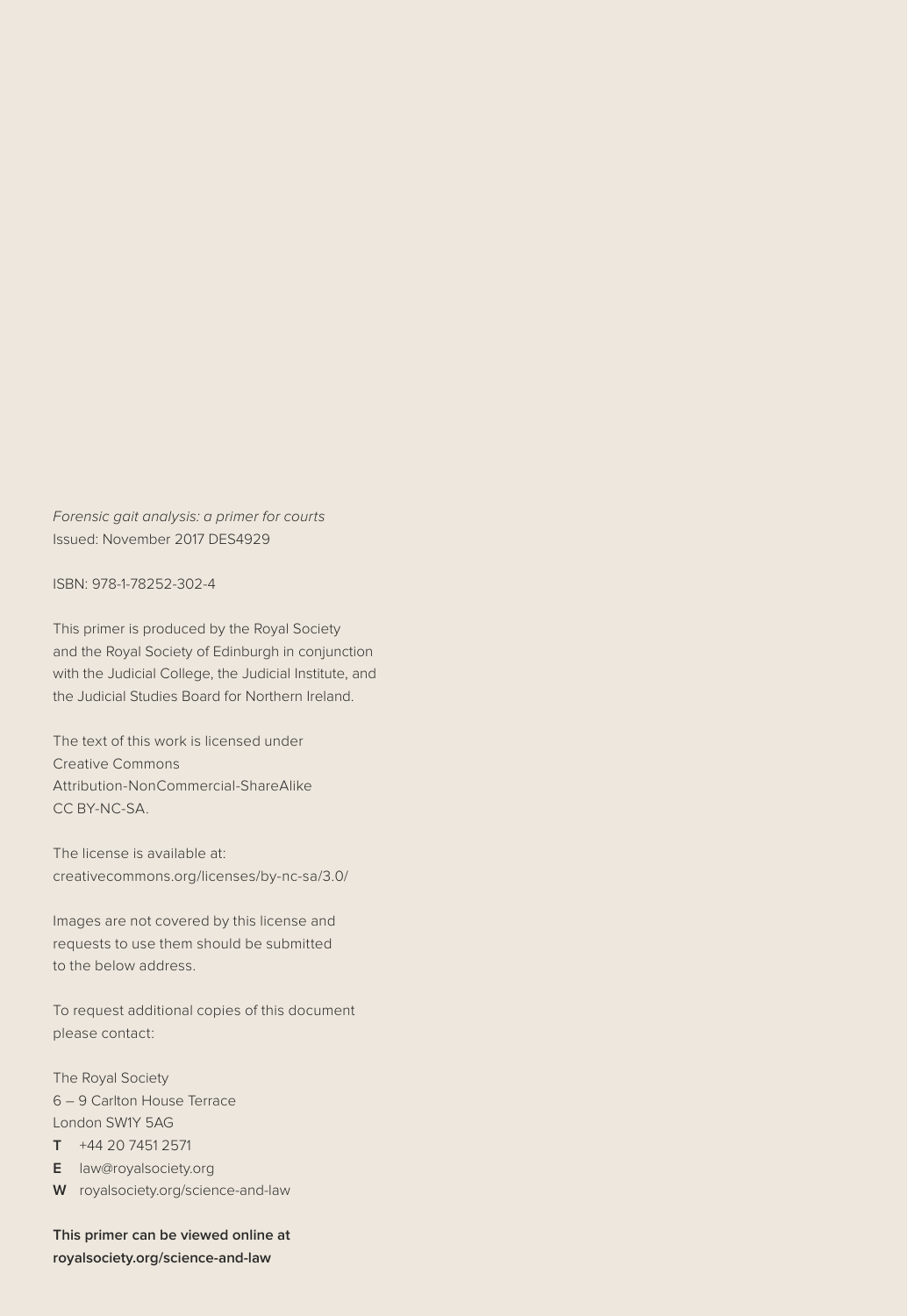*Forensic gait analysis: a primer for courts*
Issued: November 2017 DES4929

ISBN: 978-1-78252-302-4

This primer is produced by the Royal Society and the Royal Society of Edinburgh in conjunction with the Judicial College, the Judicial Institute, and the Judicial Studies Board for Northern Ireland.

The text of this work is licensed under Creative Commons Attribution-NonCommercial-ShareAlike CC BY-NC-SA.

The license is available at:
creativecommons.org/licenses/by-nc-sa/3.0/

Images are not covered by this license and requests to use them should be submitted to the below address.

To request additional copies of this document please contact:

The Royal Society
6 – 9 Carlton House Terrace
London SW1Y 5AG
**T** +44 20 7451 2571
**E** law@royalsociety.org
**W** royalsociety.org/science-and-law

**This primer can be viewed online at royalsociety.org/science-and-law**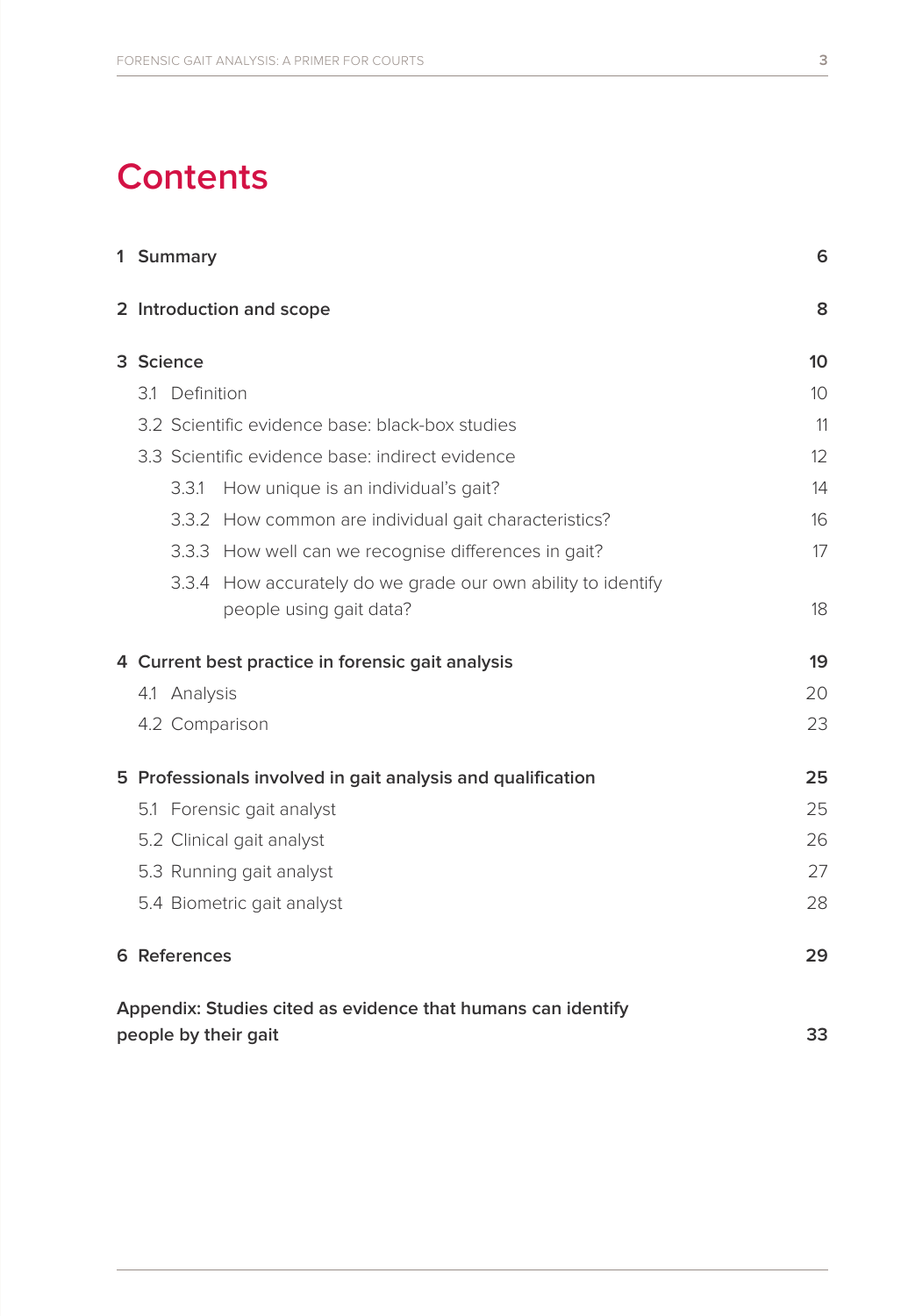# Contents

| | |
|---|---|
| **1 Summary** | **6** |
| **2 Introduction and scope** | **8** |
| **3 Science** | **10** |
| 3.1 Definition | 10 |
| 3.2 Scientific evidence base: black-box studies | 11 |
| 3.3 Scientific evidence base: indirect evidence | 12 |
| 3.3.1 How unique is an individual's gait? | 14 |
| 3.3.2 How common are individual gait characteristics? | 16 |
| 3.3.3 How well can we recognise differences in gait? | 17 |
| 3.3.4 How accurately do we grade our own ability to identify people using gait data? | 18 |
| **4 Current best practice in forensic gait analysis** | **19** |
| 4.1 Analysis | 20 |
| 4.2 Comparison | 23 |
| **5 Professionals involved in gait analysis and qualification** | **25** |
| 5.1 Forensic gait analyst | 25 |
| 5.2 Clinical gait analyst | 26 |
| 5.3 Running gait analyst | 27 |
| 5.4 Biometric gait analyst | 28 |
| **6 References** | **29** |
| **Appendix: Studies cited as evidence that humans can identify people by their gait** | **33** |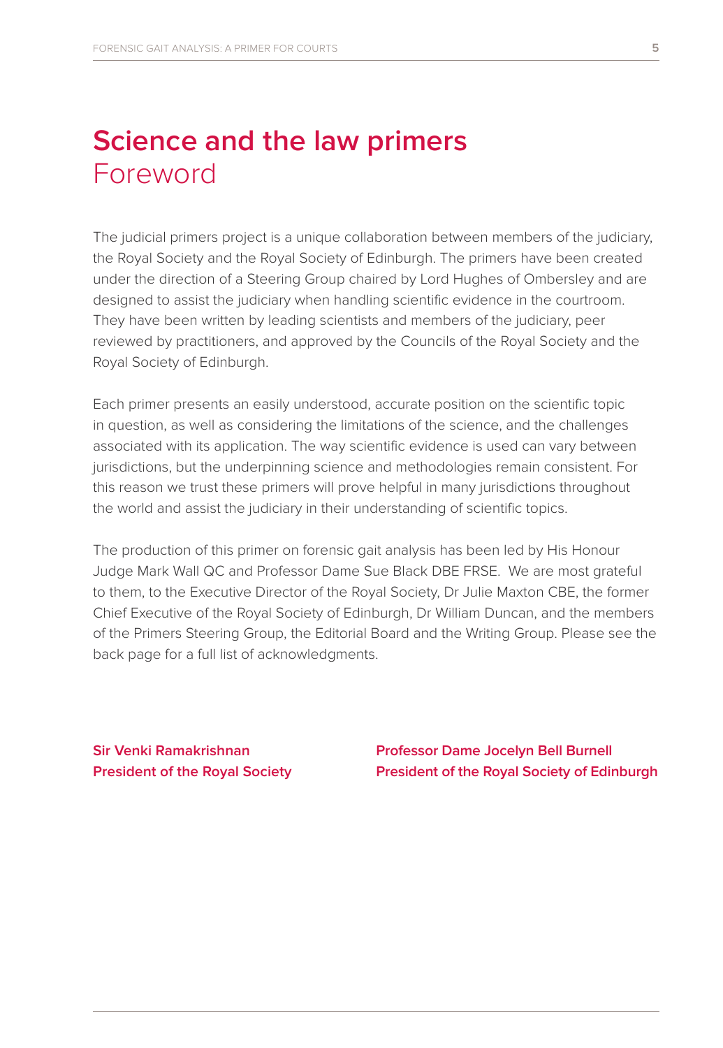# Science and the law primers
## Foreword

The judicial primers project is a unique collaboration between members of the judiciary, the Royal Society and the Royal Society of Edinburgh. The primers have been created under the direction of a Steering Group chaired by Lord Hughes of Ombersley and are designed to assist the judiciary when handling scientific evidence in the courtroom. They have been written by leading scientists and members of the judiciary, peer reviewed by practitioners, and approved by the Councils of the Royal Society and the Royal Society of Edinburgh.

Each primer presents an easily understood, accurate position on the scientific topic in question, as well as considering the limitations of the science, and the challenges associated with its application. The way scientific evidence is used can vary between jurisdictions, but the underpinning science and methodologies remain consistent. For this reason we trust these primers will prove helpful in many jurisdictions throughout the world and assist the judiciary in their understanding of scientific topics.

The production of this primer on forensic gait analysis has been led by His Honour Judge Mark Wall QC and Professor Dame Sue Black DBE FRSE. We are most grateful to them, to the Executive Director of the Royal Society, Dr Julie Maxton CBE, the former Chief Executive of the Royal Society of Edinburgh, Dr William Duncan, and the members of the Primers Steering Group, the Editorial Board and the Writing Group. Please see the back page for a full list of acknowledgments.

**Sir Venki Ramakrishnan**
**President of the Royal Society**

**Professor Dame Jocelyn Bell Burnell**
**President of the Royal Society of Edinburgh**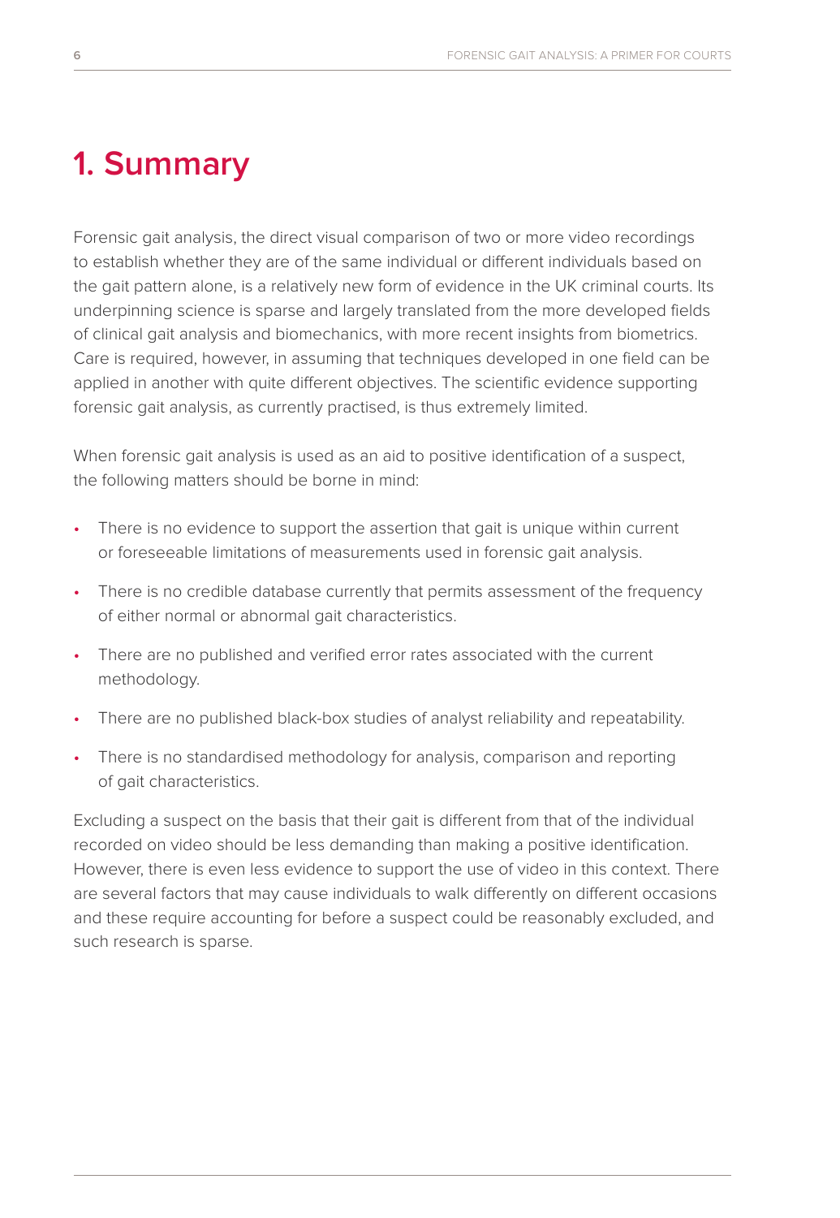# 1. Summary

Forensic gait analysis, the direct visual comparison of two or more video recordings to establish whether they are of the same individual or different individuals based on the gait pattern alone, is a relatively new form of evidence in the UK criminal courts. Its underpinning science is sparse and largely translated from the more developed fields of clinical gait analysis and biomechanics, with more recent insights from biometrics. Care is required, however, in assuming that techniques developed in one field can be applied in another with quite different objectives. The scientific evidence supporting forensic gait analysis, as currently practised, is thus extremely limited.

When forensic gait analysis is used as an aid to positive identification of a suspect, the following matters should be borne in mind:

- There is no evidence to support the assertion that gait is unique within current or foreseeable limitations of measurements used in forensic gait analysis.
- There is no credible database currently that permits assessment of the frequency of either normal or abnormal gait characteristics.
- There are no published and verified error rates associated with the current methodology.
- There are no published black-box studies of analyst reliability and repeatability.
- There is no standardised methodology for analysis, comparison and reporting of gait characteristics.

Excluding a suspect on the basis that their gait is different from that of the individual recorded on video should be less demanding than making a positive identification. However, there is even less evidence to support the use of video in this context. There are several factors that may cause individuals to walk differently on different occasions and these require accounting for before a suspect could be reasonably excluded, and such research is sparse.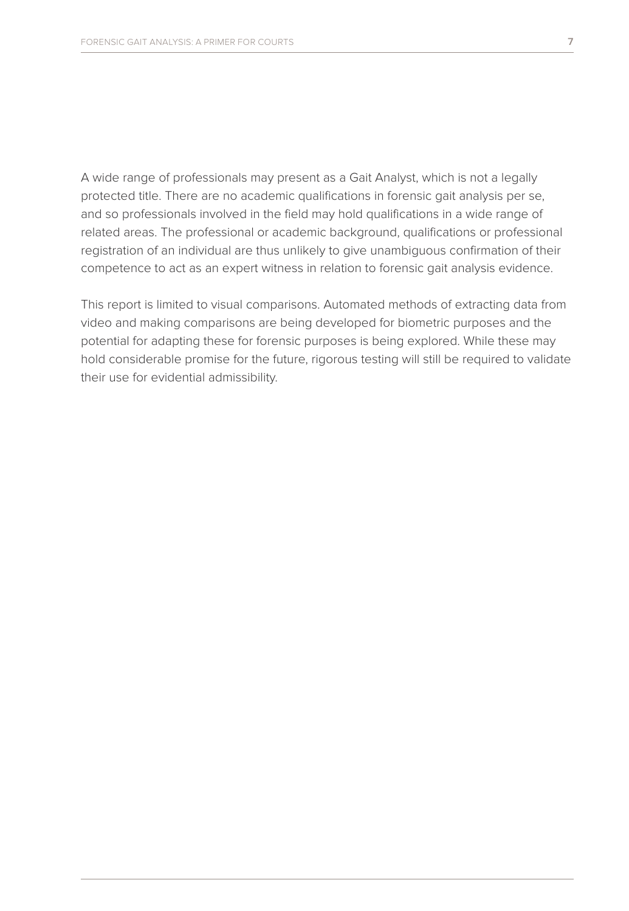A wide range of professionals may present as a Gait Analyst, which is not a legally protected title. There are no academic qualifications in forensic gait analysis per se, and so professionals involved in the field may hold qualifications in a wide range of related areas. The professional or academic background, qualifications or professional registration of an individual are thus unlikely to give unambiguous confirmation of their competence to act as an expert witness in relation to forensic gait analysis evidence.

This report is limited to visual comparisons. Automated methods of extracting data from video and making comparisons are being developed for biometric purposes and the potential for adapting these for forensic purposes is being explored. While these may hold considerable promise for the future, rigorous testing will still be required to validate their use for evidential admissibility.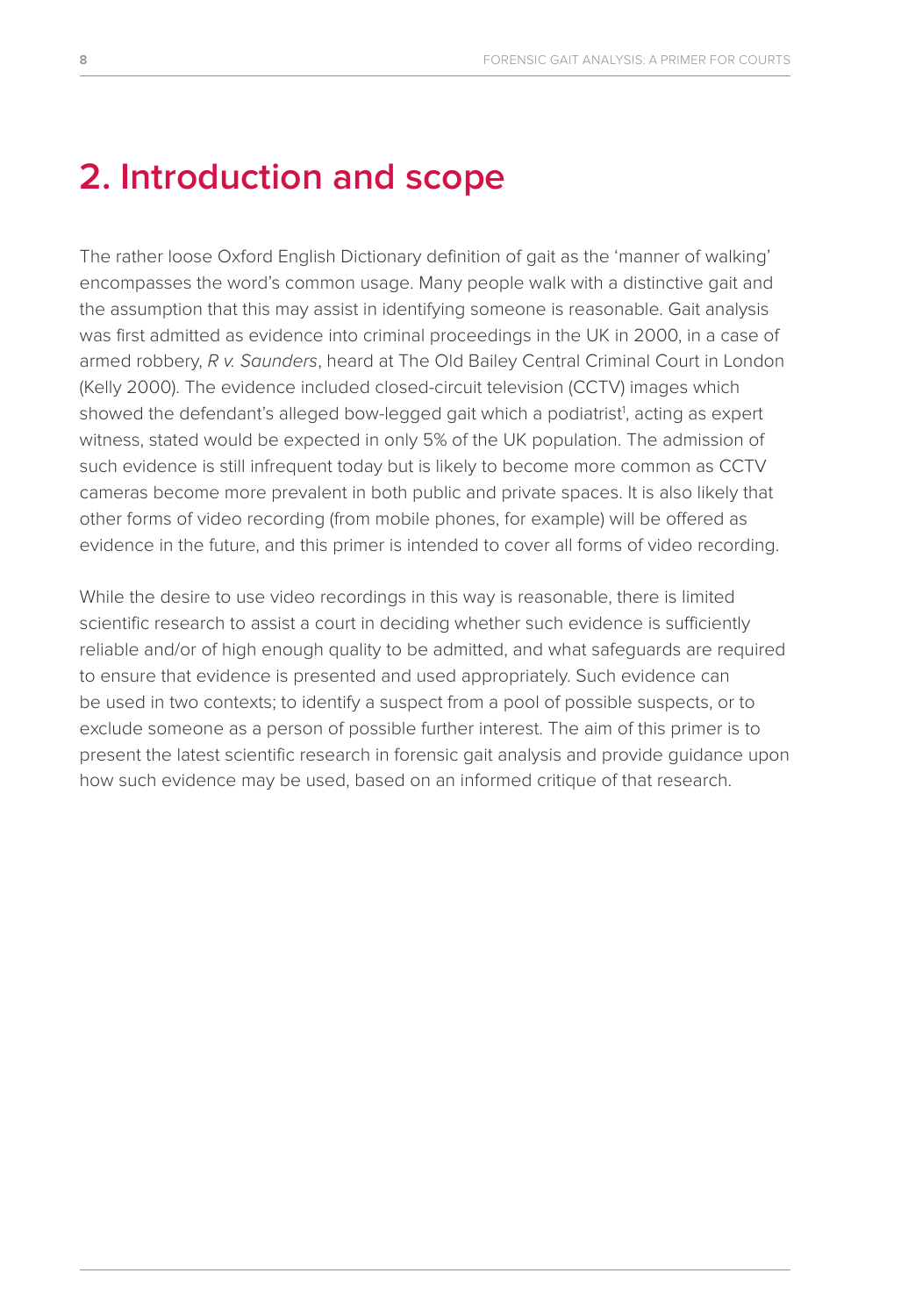## 2. Introduction and scope

The rather loose Oxford English Dictionary definition of gait as the 'manner of walking' encompasses the word's common usage. Many people walk with a distinctive gait and the assumption that this may assist in identifying someone is reasonable. Gait analysis was first admitted as evidence into criminal proceedings in the UK in 2000, in a case of armed robbery, *R v. Saunders*, heard at The Old Bailey Central Criminal Court in London (Kelly 2000). The evidence included closed-circuit television (CCTV) images which showed the defendant's alleged bow-legged gait which a podiatrist[1], acting as expert witness, stated would be expected in only 5% of the UK population. The admission of such evidence is still infrequent today but is likely to become more common as CCTV cameras become more prevalent in both public and private spaces. It is also likely that other forms of video recording (from mobile phones, for example) will be offered as evidence in the future, and this primer is intended to cover all forms of video recording.

While the desire to use video recordings in this way is reasonable, there is limited scientific research to assist a court in deciding whether such evidence is sufficiently reliable and/or of high enough quality to be admitted, and what safeguards are required to ensure that evidence is presented and used appropriately. Such evidence can be used in two contexts; to identify a suspect from a pool of possible suspects, or to exclude someone as a person of possible further interest. The aim of this primer is to present the latest scientific research in forensic gait analysis and provide guidance upon how such evidence may be used, based on an informed critique of that research.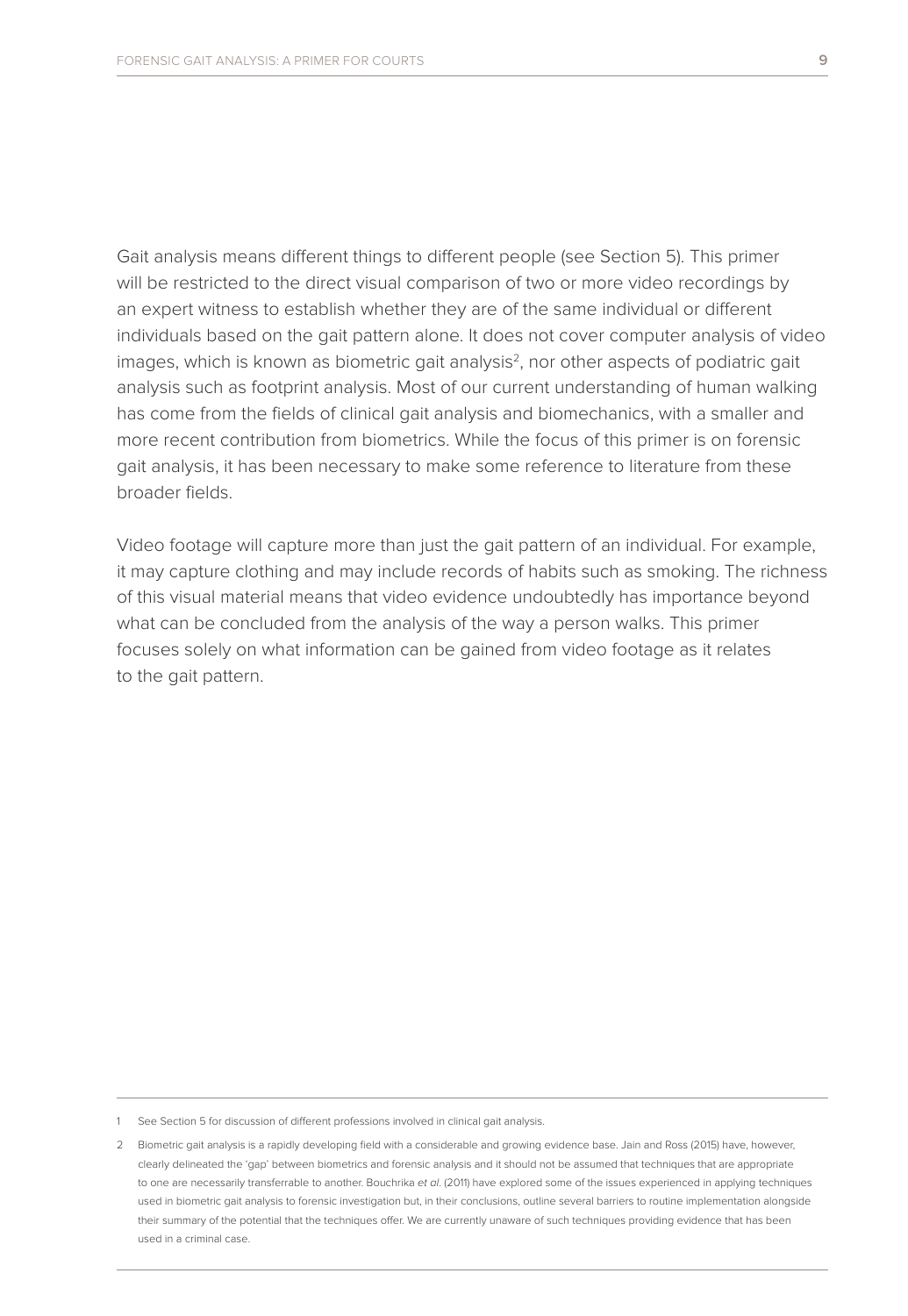Gait analysis means different things to different people (see Section 5). This primer will be restricted to the direct visual comparison of two or more video recordings by an expert witness to establish whether they are of the same individual or different individuals based on the gait pattern alone. It does not cover computer analysis of video images, which is known as biometric gait analysis[2], nor other aspects of podiatric gait analysis such as footprint analysis. Most of our current understanding of human walking has come from the fields of clinical gait analysis and biomechanics, with a smaller and more recent contribution from biometrics. While the focus of this primer is on forensic gait analysis, it has been necessary to make some reference to literature from these broader fields.

Video footage will capture more than just the gait pattern of an individual. For example, it may capture clothing and may include records of habits such as smoking. The richness of this visual material means that video evidence undoubtedly has importance beyond what can be concluded from the analysis of the way a person walks. This primer focuses solely on what information can be gained from video footage as it relates to the gait pattern.

---

1 See Section 5 for discussion of different professions involved in clinical gait analysis.

2 Biometric gait analysis is a rapidly developing field with a considerable and growing evidence base. Jain and Ross (2015) have, however, clearly delineated the 'gap' between biometrics and forensic analysis and it should not be assumed that techniques that are appropriate to one are necessarily transferrable to another. Bouchrika *et al*. (2011) have explored some of the issues experienced in applying techniques used in biometric gait analysis to forensic investigation but, in their conclusions, outline several barriers to routine implementation alongside their summary of the potential that the techniques offer. We are currently unaware of such techniques providing evidence that has been used in a criminal case.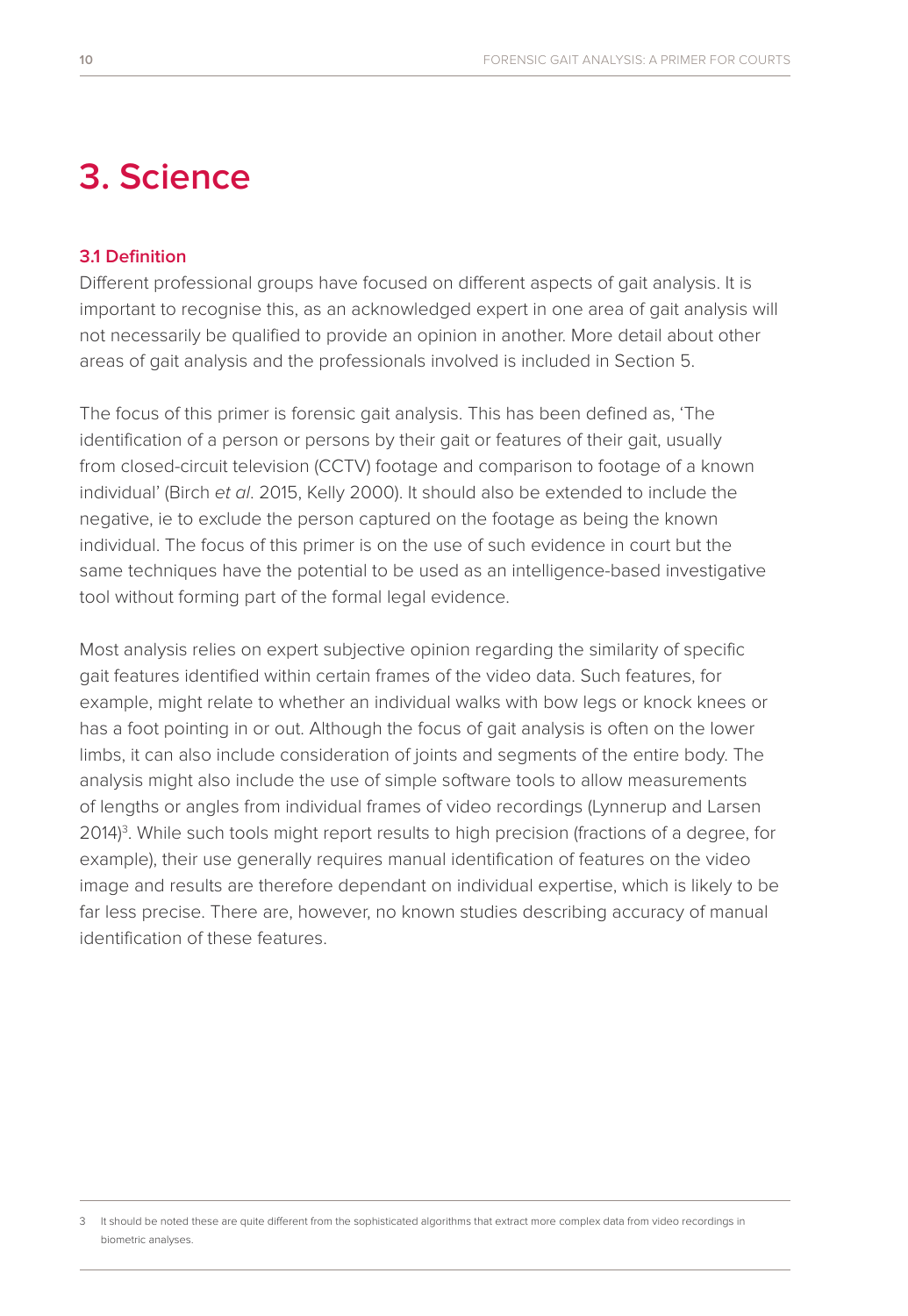# 3. Science

### 3.1 Definition

Different professional groups have focused on different aspects of gait analysis. It is important to recognise this, as an acknowledged expert in one area of gait analysis will not necessarily be qualified to provide an opinion in another. More detail about other areas of gait analysis and the professionals involved is included in Section 5.

The focus of this primer is forensic gait analysis. This has been defined as, 'The identification of a person or persons by their gait or features of their gait, usually from closed-circuit television (CCTV) footage and comparison to footage of a known individual' (Birch *et al*. 2015, Kelly 2000). It should also be extended to include the negative, ie to exclude the person captured on the footage as being the known individual. The focus of this primer is on the use of such evidence in court but the same techniques have the potential to be used as an intelligence-based investigative tool without forming part of the formal legal evidence.

Most analysis relies on expert subjective opinion regarding the similarity of specific gait features identified within certain frames of the video data. Such features, for example, might relate to whether an individual walks with bow legs or knock knees or has a foot pointing in or out. Although the focus of gait analysis is often on the lower limbs, it can also include consideration of joints and segments of the entire body. The analysis might also include the use of simple software tools to allow measurements of lengths or angles from individual frames of video recordings (Lynnerup and Larsen 2014)[3]. While such tools might report results to high precision (fractions of a degree, for example), their use generally requires manual identification of features on the video image and results are therefore dependant on individual expertise, which is likely to be far less precise. There are, however, no known studies describing accuracy of manual identification of these features.

---

3 It should be noted these are quite different from the sophisticated algorithms that extract more complex data from video recordings in biometric analyses.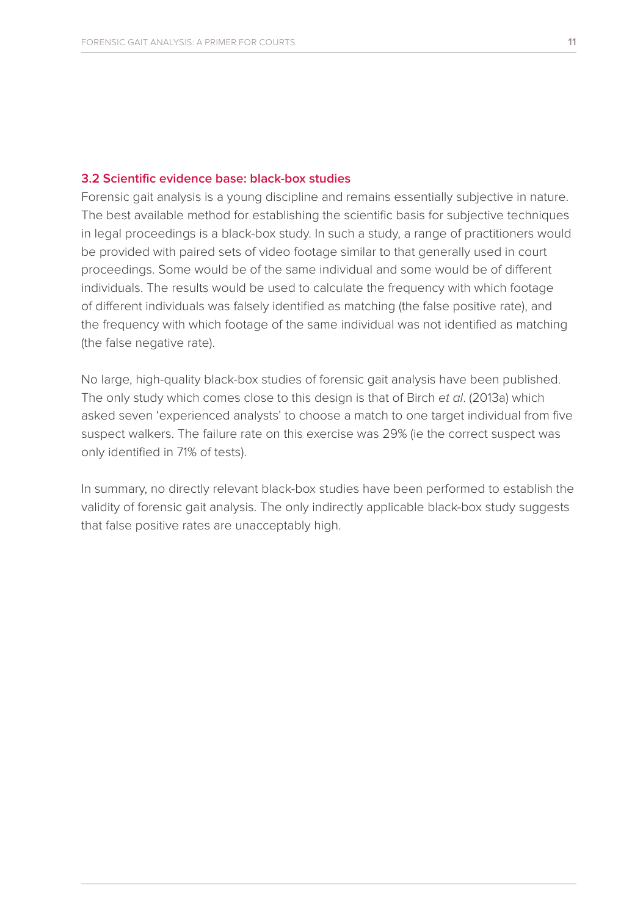### 3.2 Scientific evidence base: black-box studies

Forensic gait analysis is a young discipline and remains essentially subjective in nature. The best available method for establishing the scientific basis for subjective techniques in legal proceedings is a black-box study. In such a study, a range of practitioners would be provided with paired sets of video footage similar to that generally used in court proceedings. Some would be of the same individual and some would be of different individuals. The results would be used to calculate the frequency with which footage of different individuals was falsely identified as matching (the false positive rate), and the frequency with which footage of the same individual was not identified as matching (the false negative rate).

No large, high-quality black-box studies of forensic gait analysis have been published. The only study which comes close to this design is that of Birch *et al*. (2013a) which asked seven 'experienced analysts' to choose a match to one target individual from five suspect walkers. The failure rate on this exercise was 29% (ie the correct suspect was only identified in 71% of tests).

In summary, no directly relevant black-box studies have been performed to establish the validity of forensic gait analysis. The only indirectly applicable black-box study suggests that false positive rates are unacceptably high.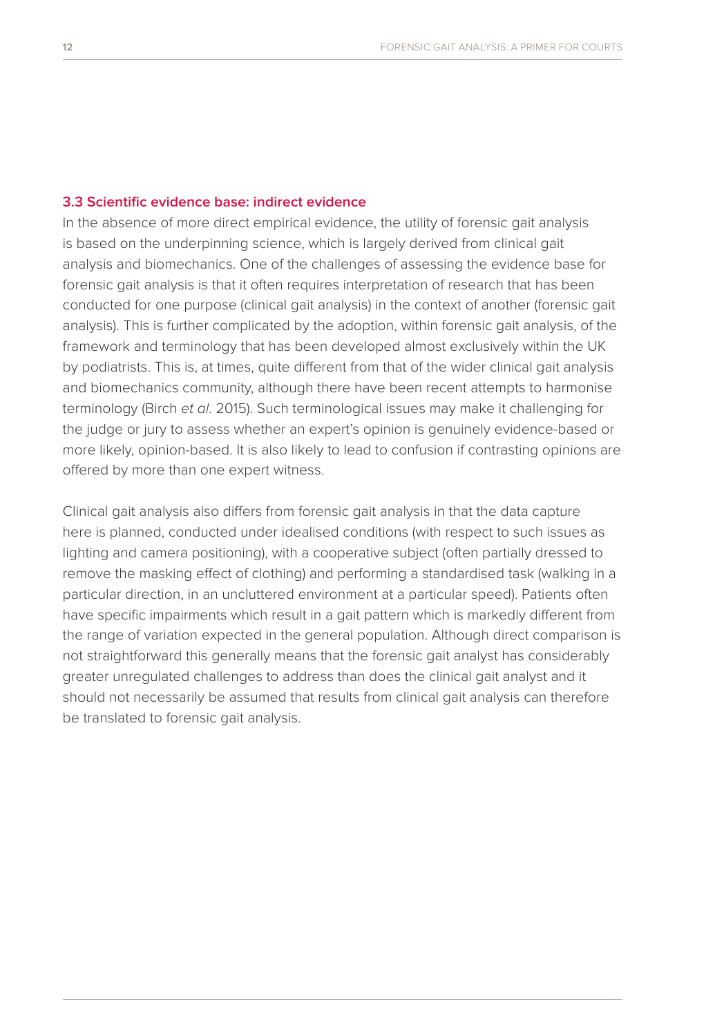### 3.3 Scientific evidence base: indirect evidence

In the absence of more direct empirical evidence, the utility of forensic gait analysis is based on the underpinning science, which is largely derived from clinical gait analysis and biomechanics. One of the challenges of assessing the evidence base for forensic gait analysis is that it often requires interpretation of research that has been conducted for one purpose (clinical gait analysis) in the context of another (forensic gait analysis). This is further complicated by the adoption, within forensic gait analysis, of the framework and terminology that has been developed almost exclusively within the UK by podiatrists. This is, at times, quite different from that of the wider clinical gait analysis and biomechanics community, although there have been recent attempts to harmonise terminology (Birch *et al*. 2015). Such terminological issues may make it challenging for the judge or jury to assess whether an expert's opinion is genuinely evidence-based or more likely, opinion-based. It is also likely to lead to confusion if contrasting opinions are offered by more than one expert witness.

Clinical gait analysis also differs from forensic gait analysis in that the data capture here is planned, conducted under idealised conditions (with respect to such issues as lighting and camera positioning), with a cooperative subject (often partially dressed to remove the masking effect of clothing) and performing a standardised task (walking in a particular direction, in an uncluttered environment at a particular speed). Patients often have specific impairments which result in a gait pattern which is markedly different from the range of variation expected in the general population. Although direct comparison is not straightforward this generally means that the forensic gait analyst has considerably greater unregulated challenges to address than does the clinical gait analyst and it should not necessarily be assumed that results from clinical gait analysis can therefore be translated to forensic gait analysis.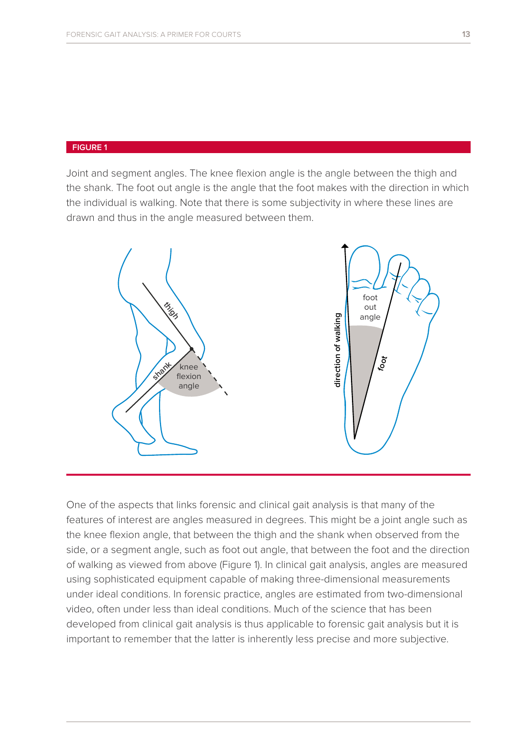**FIGURE 1**

Joint and segment angles. The knee flexion angle is the angle between the thigh and the shank. The foot out angle is the angle that the foot makes with the direction in which the individual is walking. Note that there is some subjectivity in where these lines are drawn and thus in the angle measured between them.

One of the aspects that links forensic and clinical gait analysis is that many of the features of interest are angles measured in degrees. This might be a joint angle such as the knee flexion angle, that between the thigh and the shank when observed from the side, or a segment angle, such as foot out angle, that between the foot and the direction of walking as viewed from above (Figure 1). In clinical gait analysis, angles are measured using sophisticated equipment capable of making three-dimensional measurements under ideal conditions. In forensic practice, angles are estimated from two-dimensional video, often under less than ideal conditions. Much of the science that has been developed from clinical gait analysis is thus applicable to forensic gait analysis but it is important to remember that the latter is inherently less precise and more subjective.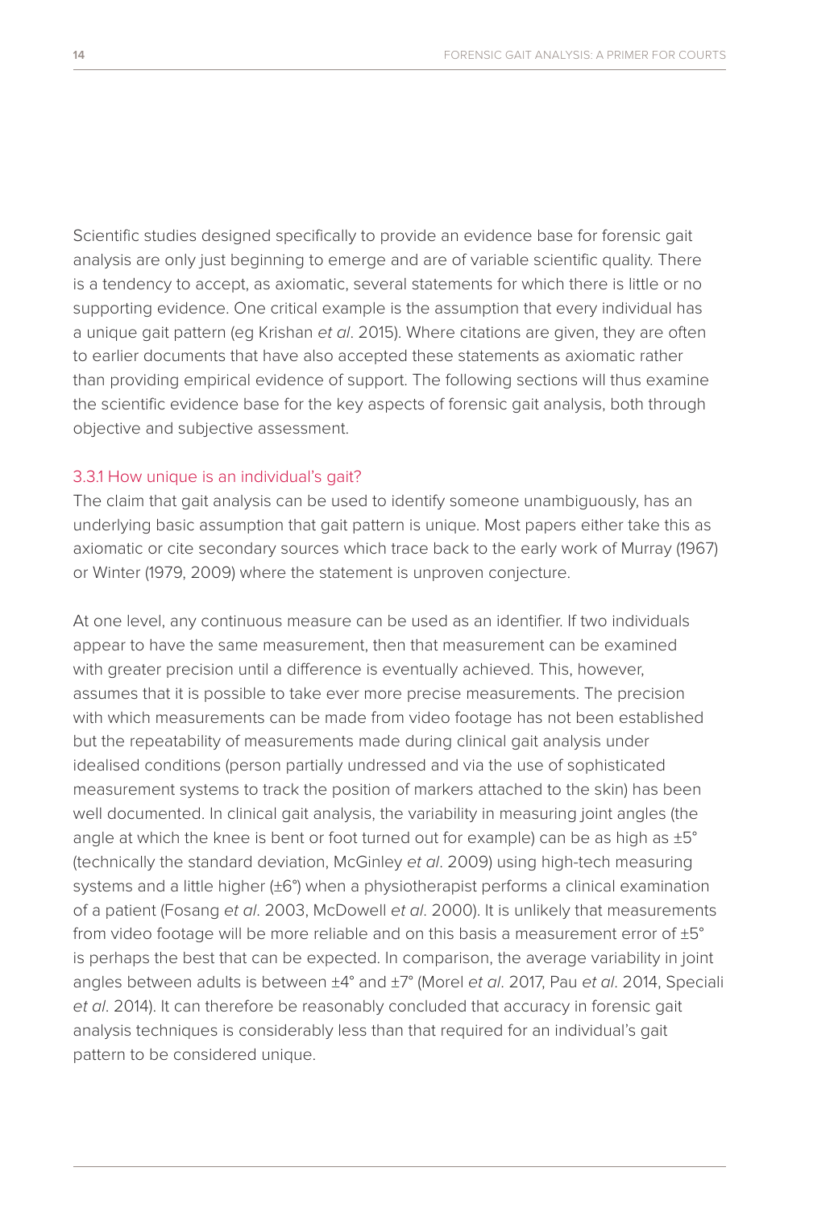Scientific studies designed specifically to provide an evidence base for forensic gait analysis are only just beginning to emerge and are of variable scientific quality. There is a tendency to accept, as axiomatic, several statements for which there is little or no supporting evidence. One critical example is the assumption that every individual has a unique gait pattern (eg Krishan *et al*. 2015). Where citations are given, they are often to earlier documents that have also accepted these statements as axiomatic rather than providing empirical evidence of support. The following sections will thus examine the scientific evidence base for the key aspects of forensic gait analysis, both through objective and subjective assessment.

### 3.3.1 How unique is an individual's gait?

The claim that gait analysis can be used to identify someone unambiguously, has an underlying basic assumption that gait pattern is unique. Most papers either take this as axiomatic or cite secondary sources which trace back to the early work of Murray (1967) or Winter (1979, 2009) where the statement is unproven conjecture.

At one level, any continuous measure can be used as an identifier. If two individuals appear to have the same measurement, then that measurement can be examined with greater precision until a difference is eventually achieved. This, however, assumes that it is possible to take ever more precise measurements. The precision with which measurements can be made from video footage has not been established but the repeatability of measurements made during clinical gait analysis under idealised conditions (person partially undressed and via the use of sophisticated measurement systems to track the position of markers attached to the skin) has been well documented. In clinical gait analysis, the variability in measuring joint angles (the angle at which the knee is bent or foot turned out for example) can be as high as ±5° (technically the standard deviation, McGinley *et al*. 2009) using high-tech measuring systems and a little higher (±6°) when a physiotherapist performs a clinical examination of a patient (Fosang *et al*. 2003, McDowell *et al*. 2000). It is unlikely that measurements from video footage will be more reliable and on this basis a measurement error of ±5° is perhaps the best that can be expected. In comparison, the average variability in joint angles between adults is between ±4° and ±7° (Morel *et al*. 2017, Pau *et al*. 2014, Speciali *et al*. 2014). It can therefore be reasonably concluded that accuracy in forensic gait analysis techniques is considerably less than that required for an individual's gait pattern to be considered unique.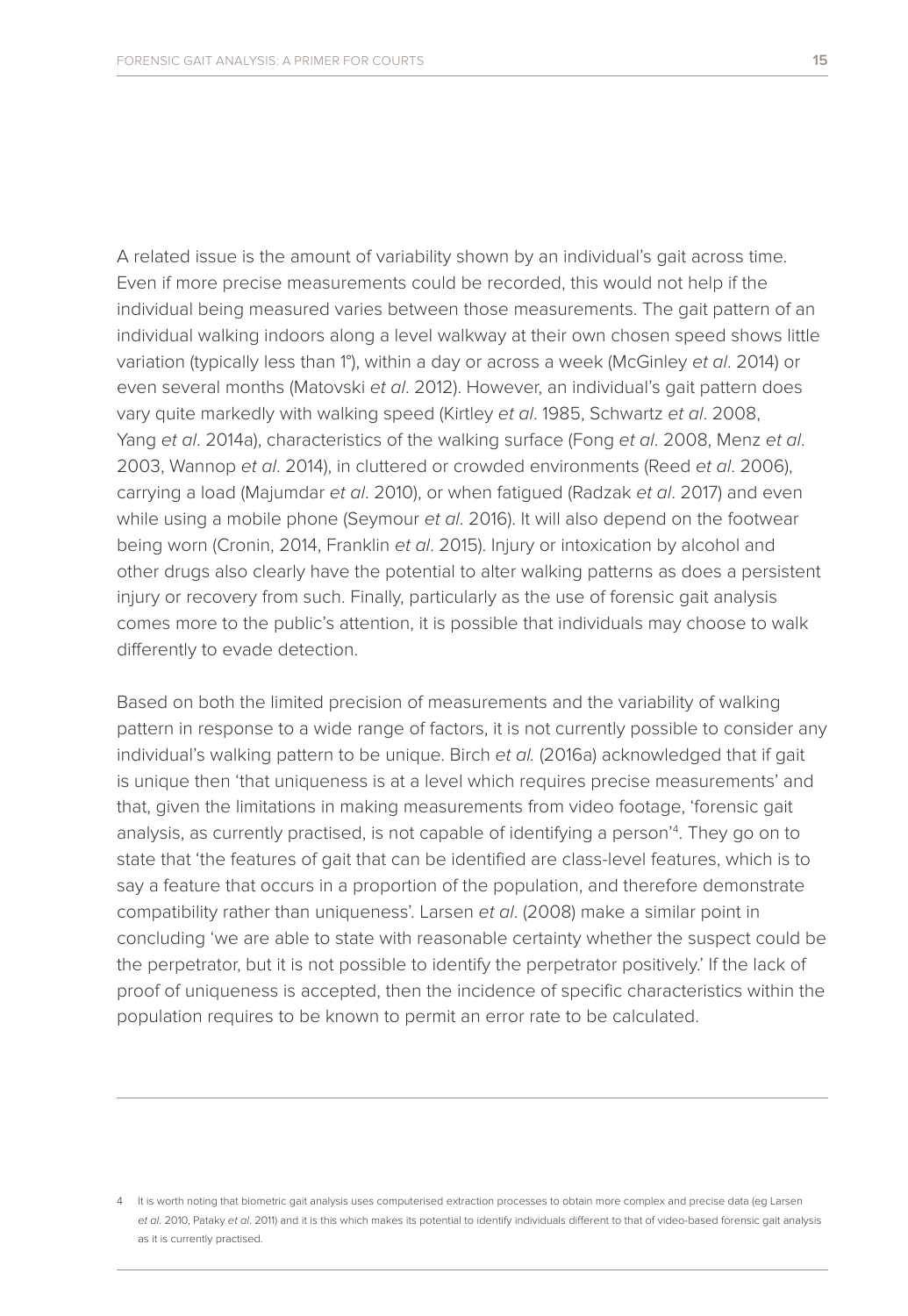A related issue is the amount of variability shown by an individual's gait across time. Even if more precise measurements could be recorded, this would not help if the individual being measured varies between those measurements. The gait pattern of an individual walking indoors along a level walkway at their own chosen speed shows little variation (typically less than 1°), within a day or across a week (McGinley *et al*. 2014) or even several months (Matovski *et al*. 2012). However, an individual's gait pattern does vary quite markedly with walking speed (Kirtley *et al*. 1985, Schwartz *et al*. 2008, Yang *et al*. 2014a), characteristics of the walking surface (Fong *et al*. 2008, Menz *et al*. 2003, Wannop *et al*. 2014), in cluttered or crowded environments (Reed *et al*. 2006), carrying a load (Majumdar *et al*. 2010), or when fatigued (Radzak *et al*. 2017) and even while using a mobile phone (Seymour *et al*. 2016). It will also depend on the footwear being worn (Cronin, 2014, Franklin *et al*. 2015). Injury or intoxication by alcohol and other drugs also clearly have the potential to alter walking patterns as does a persistent injury or recovery from such. Finally, particularly as the use of forensic gait analysis comes more to the public's attention, it is possible that individuals may choose to walk differently to evade detection.

Based on both the limited precision of measurements and the variability of walking pattern in response to a wide range of factors, it is not currently possible to consider any individual's walking pattern to be unique. Birch *et al.* (2016a) acknowledged that if gait is unique then 'that uniqueness is at a level which requires precise measurements' and that, given the limitations in making measurements from video footage, 'forensic gait analysis, as currently practised, is not capable of identifying a person'[4]. They go on to state that 'the features of gait that can be identified are class-level features, which is to say a feature that occurs in a proportion of the population, and therefore demonstrate compatibility rather than uniqueness'. Larsen *et al*. (2008) make a similar point in concluding 'we are able to state with reasonable certainty whether the suspect could be the perpetrator, but it is not possible to identify the perpetrator positively.' If the lack of proof of uniqueness is accepted, then the incidence of specific characteristics within the population requires to be known to permit an error rate to be calculated.

---

4 It is worth noting that biometric gait analysis uses computerised extraction processes to obtain more complex and precise data (eg Larsen *et al*. 2010, Pataky *et al*. 2011) and it is this which makes its potential to identify individuals different to that of video-based forensic gait analysis as it is currently practised.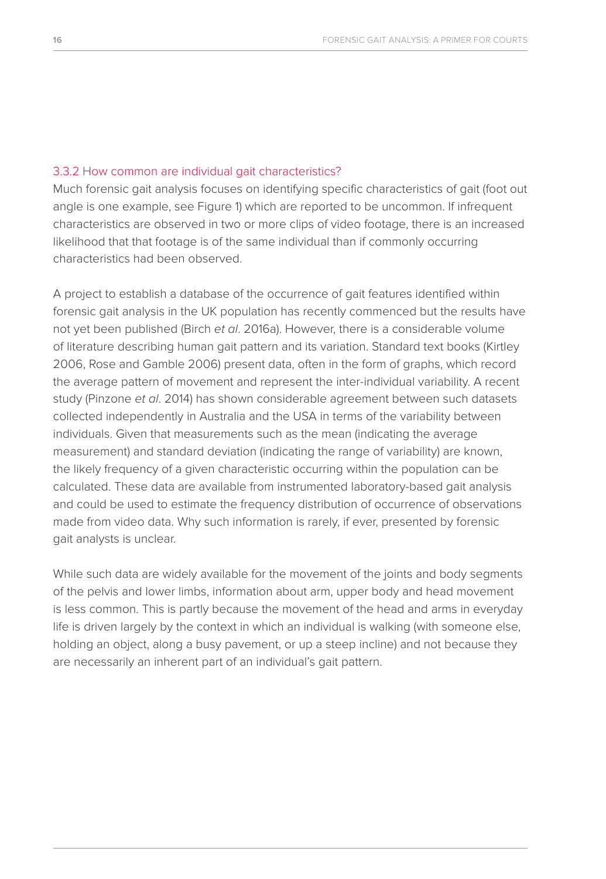### 3.3.2 How common are individual gait characteristics?

Much forensic gait analysis focuses on identifying specific characteristics of gait (foot out angle is one example, see Figure 1) which are reported to be uncommon. If infrequent characteristics are observed in two or more clips of video footage, there is an increased likelihood that that footage is of the same individual than if commonly occurring characteristics had been observed.

A project to establish a database of the occurrence of gait features identified within forensic gait analysis in the UK population has recently commenced but the results have not yet been published (Birch *et al*. 2016a). However, there is a considerable volume of literature describing human gait pattern and its variation. Standard text books (Kirtley 2006, Rose and Gamble 2006) present data, often in the form of graphs, which record the average pattern of movement and represent the inter-individual variability. A recent study (Pinzone *et al*. 2014) has shown considerable agreement between such datasets collected independently in Australia and the USA in terms of the variability between individuals. Given that measurements such as the mean (indicating the average measurement) and standard deviation (indicating the range of variability) are known, the likely frequency of a given characteristic occurring within the population can be calculated. These data are available from instrumented laboratory-based gait analysis and could be used to estimate the frequency distribution of occurrence of observations made from video data. Why such information is rarely, if ever, presented by forensic gait analysts is unclear.

While such data are widely available for the movement of the joints and body segments of the pelvis and lower limbs, information about arm, upper body and head movement is less common. This is partly because the movement of the head and arms in everyday life is driven largely by the context in which an individual is walking (with someone else, holding an object, along a busy pavement, or up a steep incline) and not because they are necessarily an inherent part of an individual's gait pattern.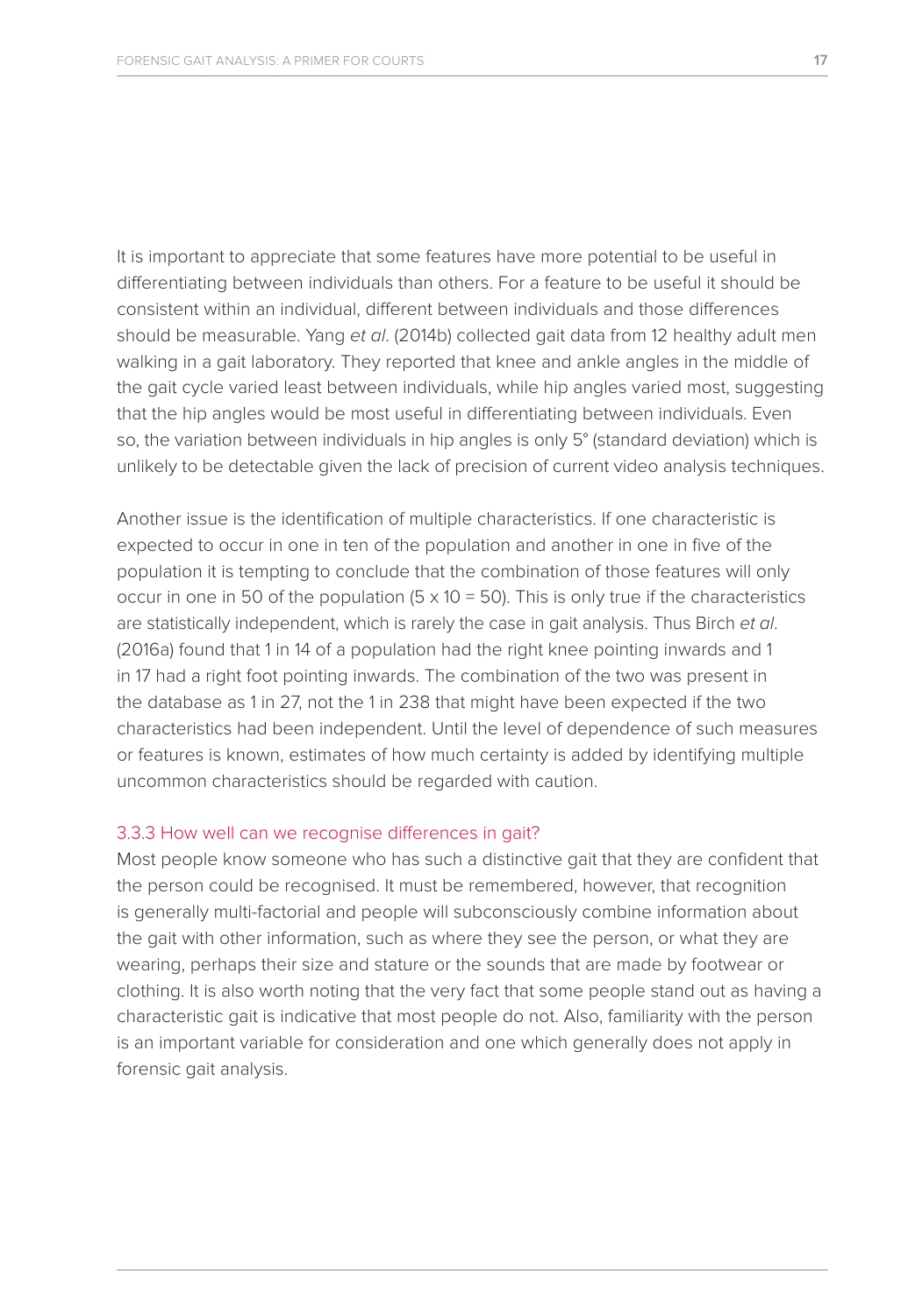It is important to appreciate that some features have more potential to be useful in differentiating between individuals than others. For a feature to be useful it should be consistent within an individual, different between individuals and those differences should be measurable. Yang *et al*. (2014b) collected gait data from 12 healthy adult men walking in a gait laboratory. They reported that knee and ankle angles in the middle of the gait cycle varied least between individuals, while hip angles varied most, suggesting that the hip angles would be most useful in differentiating between individuals. Even so, the variation between individuals in hip angles is only 5° (standard deviation) which is unlikely to be detectable given the lack of precision of current video analysis techniques.

Another issue is the identification of multiple characteristics. If one characteristic is expected to occur in one in ten of the population and another in one in five of the population it is tempting to conclude that the combination of those features will only occur in one in 50 of the population (5 x 10 = 50). This is only true if the characteristics are statistically independent, which is rarely the case in gait analysis. Thus Birch *et al*. (2016a) found that 1 in 14 of a population had the right knee pointing inwards and 1 in 17 had a right foot pointing inwards. The combination of the two was present in the database as 1 in 27, not the 1 in 238 that might have been expected if the two characteristics had been independent. Until the level of dependence of such measures or features is known, estimates of how much certainty is added by identifying multiple uncommon characteristics should be regarded with caution.

### 3.3.3 How well can we recognise differences in gait?

Most people know someone who has such a distinctive gait that they are confident that the person could be recognised. It must be remembered, however, that recognition is generally multi-factorial and people will subconsciously combine information about the gait with other information, such as where they see the person, or what they are wearing, perhaps their size and stature or the sounds that are made by footwear or clothing. It is also worth noting that the very fact that some people stand out as having a characteristic gait is indicative that most people do not. Also, familiarity with the person is an important variable for consideration and one which generally does not apply in forensic gait analysis.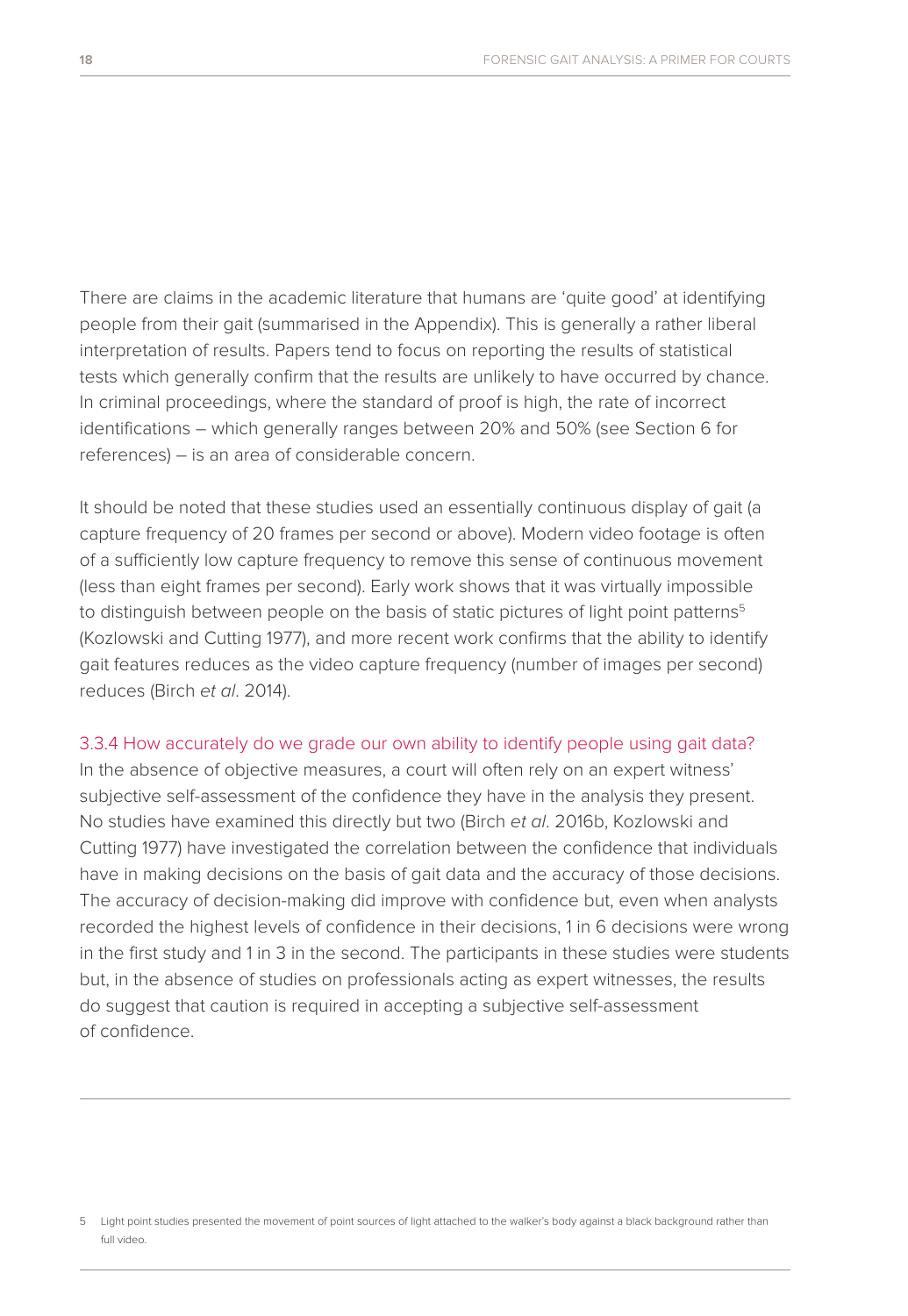There are claims in the academic literature that humans are 'quite good' at identifying people from their gait (summarised in the Appendix). This is generally a rather liberal interpretation of results. Papers tend to focus on reporting the results of statistical tests which generally confirm that the results are unlikely to have occurred by chance. In criminal proceedings, where the standard of proof is high, the rate of incorrect identifications – which generally ranges between 20% and 50% (see Section 6 for references) – is an area of considerable concern.

It should be noted that these studies used an essentially continuous display of gait (a capture frequency of 20 frames per second or above). Modern video footage is often of a sufficiently low capture frequency to remove this sense of continuous movement (less than eight frames per second). Early work shows that it was virtually impossible to distinguish between people on the basis of static pictures of light point patterns[5] (Kozlowski and Cutting 1977), and more recent work confirms that the ability to identify gait features reduces as the video capture frequency (number of images per second) reduces (Birch *et al*. 2014).

#### 3.3.4 How accurately do we grade our own ability to identify people using gait data?

In the absence of objective measures, a court will often rely on an expert witness' subjective self-assessment of the confidence they have in the analysis they present. No studies have examined this directly but two (Birch *et al*. 2016b, Kozlowski and Cutting 1977) have investigated the correlation between the confidence that individuals have in making decisions on the basis of gait data and the accuracy of those decisions. The accuracy of decision-making did improve with confidence but, even when analysts recorded the highest levels of confidence in their decisions, 1 in 6 decisions were wrong in the first study and 1 in 3 in the second. The participants in these studies were students but, in the absence of studies on professionals acting as expert witnesses, the results do suggest that caution is required in accepting a subjective self-assessment of confidence.

---

5 Light point studies presented the movement of point sources of light attached to the walker's body against a black background rather than full video.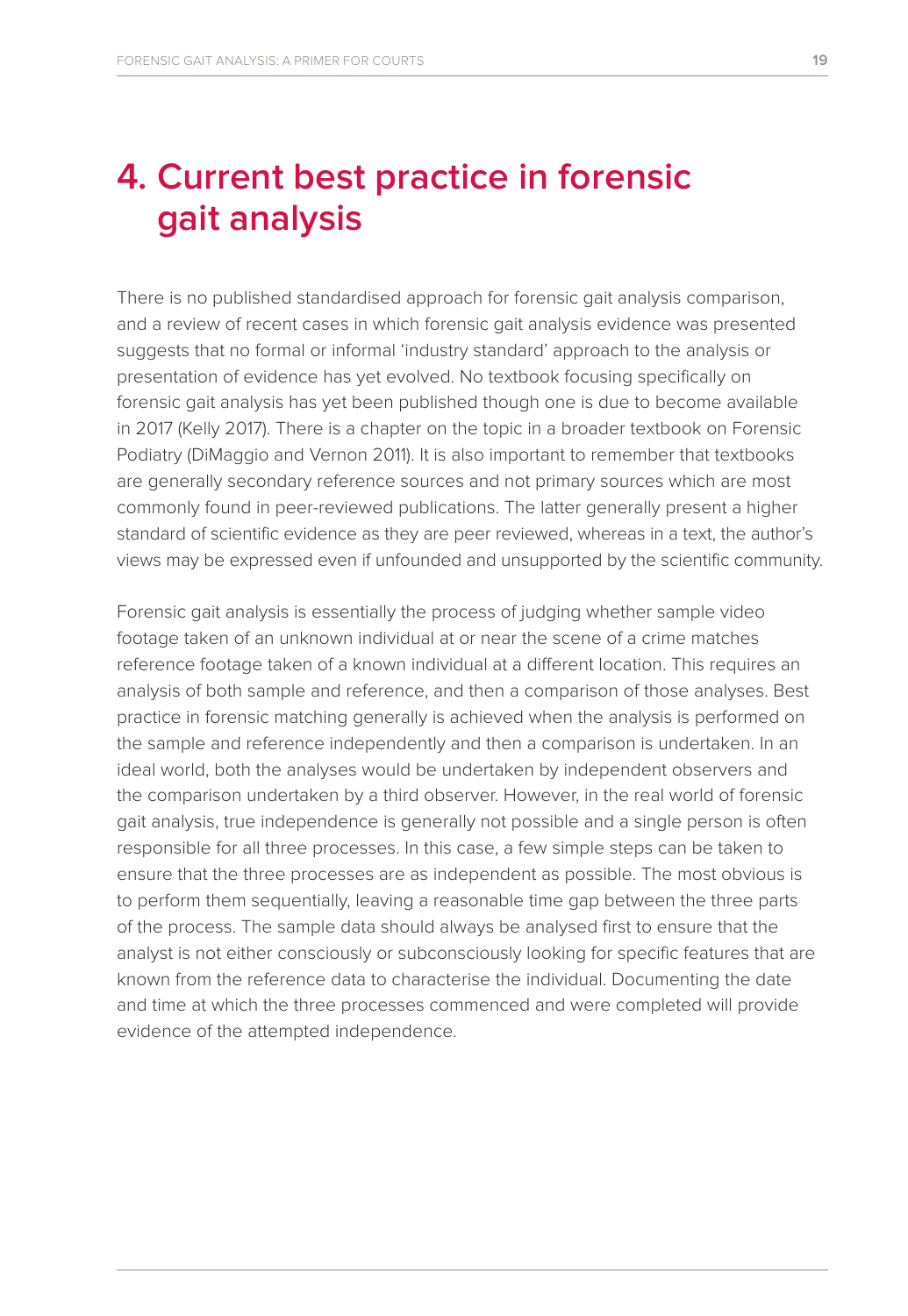# 4. Current best practice in forensic gait analysis

There is no published standardised approach for forensic gait analysis comparison, and a review of recent cases in which forensic gait analysis evidence was presented suggests that no formal or informal 'industry standard' approach to the analysis or presentation of evidence has yet evolved. No textbook focusing specifically on forensic gait analysis has yet been published though one is due to become available in 2017 (Kelly 2017). There is a chapter on the topic in a broader textbook on Forensic Podiatry (DiMaggio and Vernon 2011). It is also important to remember that textbooks are generally secondary reference sources and not primary sources which are most commonly found in peer-reviewed publications. The latter generally present a higher standard of scientific evidence as they are peer reviewed, whereas in a text, the author's views may be expressed even if unfounded and unsupported by the scientific community.

Forensic gait analysis is essentially the process of judging whether sample video footage taken of an unknown individual at or near the scene of a crime matches reference footage taken of a known individual at a different location. This requires an analysis of both sample and reference, and then a comparison of those analyses. Best practice in forensic matching generally is achieved when the analysis is performed on the sample and reference independently and then a comparison is undertaken. In an ideal world, both the analyses would be undertaken by independent observers and the comparison undertaken by a third observer. However, in the real world of forensic gait analysis, true independence is generally not possible and a single person is often responsible for all three processes. In this case, a few simple steps can be taken to ensure that the three processes are as independent as possible. The most obvious is to perform them sequentially, leaving a reasonable time gap between the three parts of the process. The sample data should always be analysed first to ensure that the analyst is not either consciously or subconsciously looking for specific features that are known from the reference data to characterise the individual. Documenting the date and time at which the three processes commenced and were completed will provide evidence of the attempted independence.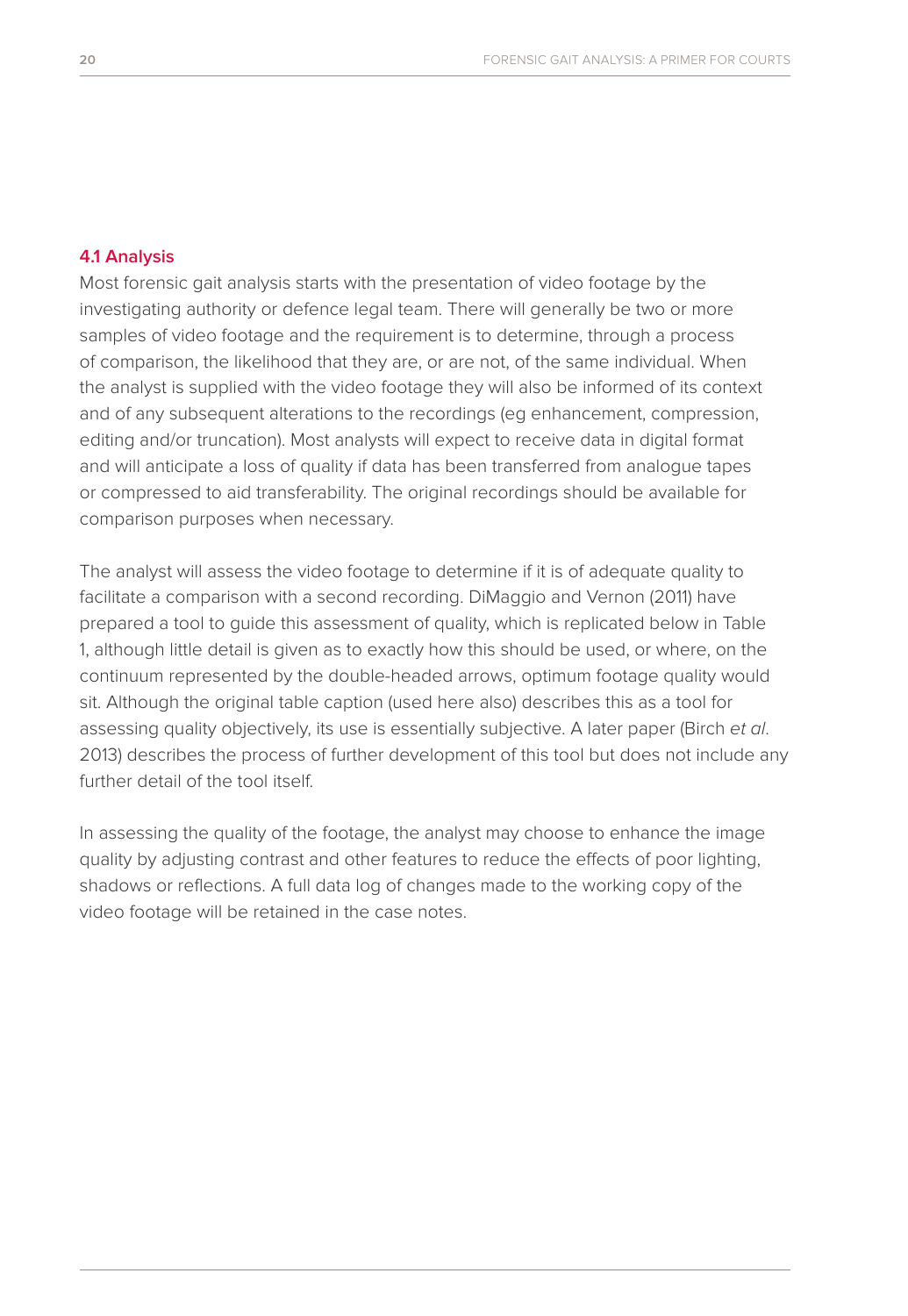### 4.1 Analysis

Most forensic gait analysis starts with the presentation of video footage by the investigating authority or defence legal team. There will generally be two or more samples of video footage and the requirement is to determine, through a process of comparison, the likelihood that they are, or are not, of the same individual. When the analyst is supplied with the video footage they will also be informed of its context and of any subsequent alterations to the recordings (eg enhancement, compression, editing and/or truncation). Most analysts will expect to receive data in digital format and will anticipate a loss of quality if data has been transferred from analogue tapes or compressed to aid transferability. The original recordings should be available for comparison purposes when necessary.

The analyst will assess the video footage to determine if it is of adequate quality to facilitate a comparison with a second recording. DiMaggio and Vernon (2011) have prepared a tool to guide this assessment of quality, which is replicated below in Table 1, although little detail is given as to exactly how this should be used, or where, on the continuum represented by the double-headed arrows, optimum footage quality would sit. Although the original table caption (used here also) describes this as a tool for assessing quality objectively, its use is essentially subjective. A later paper (Birch *et al*. 2013) describes the process of further development of this tool but does not include any further detail of the tool itself.

In assessing the quality of the footage, the analyst may choose to enhance the image quality by adjusting contrast and other features to reduce the effects of poor lighting, shadows or reflections. A full data log of changes made to the working copy of the video footage will be retained in the case notes.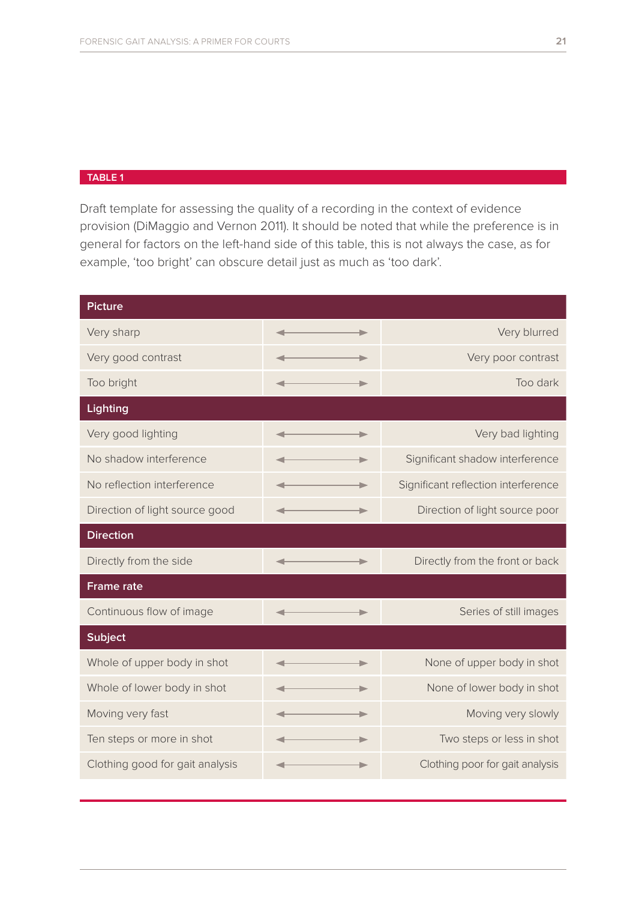**TABLE 1**

Draft template for assessing the quality of a recording in the context of evidence provision (DiMaggio and Vernon 2011). It should be noted that while the preference is in general for factors on the left-hand side of this table, this is not always the case, as for example, 'too bright' can obscure detail just as much as 'too dark'.

| Picture | | |
|---|---|---|
| Very sharp | ◄——► | Very blurred |
| Very good contrast | ◄——► | Very poor contrast |
| Too bright | ◄——► | Too dark |
| **Lighting** | | |
| Very good lighting | ◄——► | Very bad lighting |
| No shadow interference | ◄——► | Significant shadow interference |
| No reflection interference | ◄——► | Significant reflection interference |
| Direction of light source good | ◄——► | Direction of light source poor |
| **Direction** | | |
| Directly from the side | ◄——► | Directly from the front or back |
| **Frame rate** | | |
| Continuous flow of image | ◄——► | Series of still images |
| **Subject** | | |
| Whole of upper body in shot | ◄——► | None of upper body in shot |
| Whole of lower body in shot | ◄——► | None of lower body in shot |
| Moving very fast | ◄——► | Moving very slowly |
| Ten steps or more in shot | ◄——► | Two steps or less in shot |
| Clothing good for gait analysis | ◄——► | Clothing poor for gait analysis |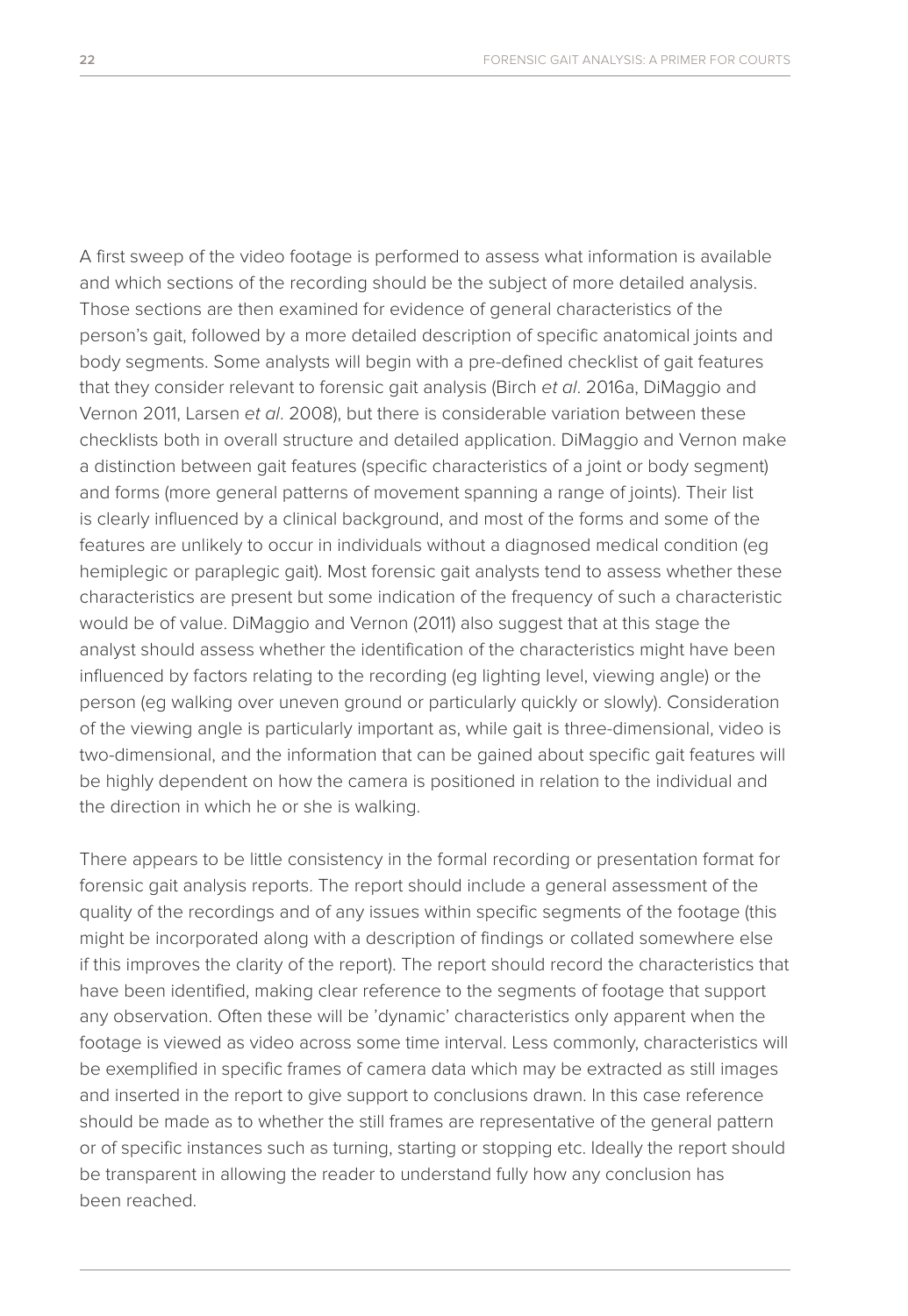A first sweep of the video footage is performed to assess what information is available and which sections of the recording should be the subject of more detailed analysis. Those sections are then examined for evidence of general characteristics of the person's gait, followed by a more detailed description of specific anatomical joints and body segments. Some analysts will begin with a pre-defined checklist of gait features that they consider relevant to forensic gait analysis (Birch *et al*. 2016a, DiMaggio and Vernon 2011, Larsen *et al*. 2008), but there is considerable variation between these checklists both in overall structure and detailed application. DiMaggio and Vernon make a distinction between gait features (specific characteristics of a joint or body segment) and forms (more general patterns of movement spanning a range of joints). Their list is clearly influenced by a clinical background, and most of the forms and some of the features are unlikely to occur in individuals without a diagnosed medical condition (eg hemiplegic or paraplegic gait). Most forensic gait analysts tend to assess whether these characteristics are present but some indication of the frequency of such a characteristic would be of value. DiMaggio and Vernon (2011) also suggest that at this stage the analyst should assess whether the identification of the characteristics might have been influenced by factors relating to the recording (eg lighting level, viewing angle) or the person (eg walking over uneven ground or particularly quickly or slowly). Consideration of the viewing angle is particularly important as, while gait is three-dimensional, video is two-dimensional, and the information that can be gained about specific gait features will be highly dependent on how the camera is positioned in relation to the individual and the direction in which he or she is walking.

There appears to be little consistency in the formal recording or presentation format for forensic gait analysis reports. The report should include a general assessment of the quality of the recordings and of any issues within specific segments of the footage (this might be incorporated along with a description of findings or collated somewhere else if this improves the clarity of the report). The report should record the characteristics that have been identified, making clear reference to the segments of footage that support any observation. Often these will be 'dynamic' characteristics only apparent when the footage is viewed as video across some time interval. Less commonly, characteristics will be exemplified in specific frames of camera data which may be extracted as still images and inserted in the report to give support to conclusions drawn. In this case reference should be made as to whether the still frames are representative of the general pattern or of specific instances such as turning, starting or stopping etc. Ideally the report should be transparent in allowing the reader to understand fully how any conclusion has been reached.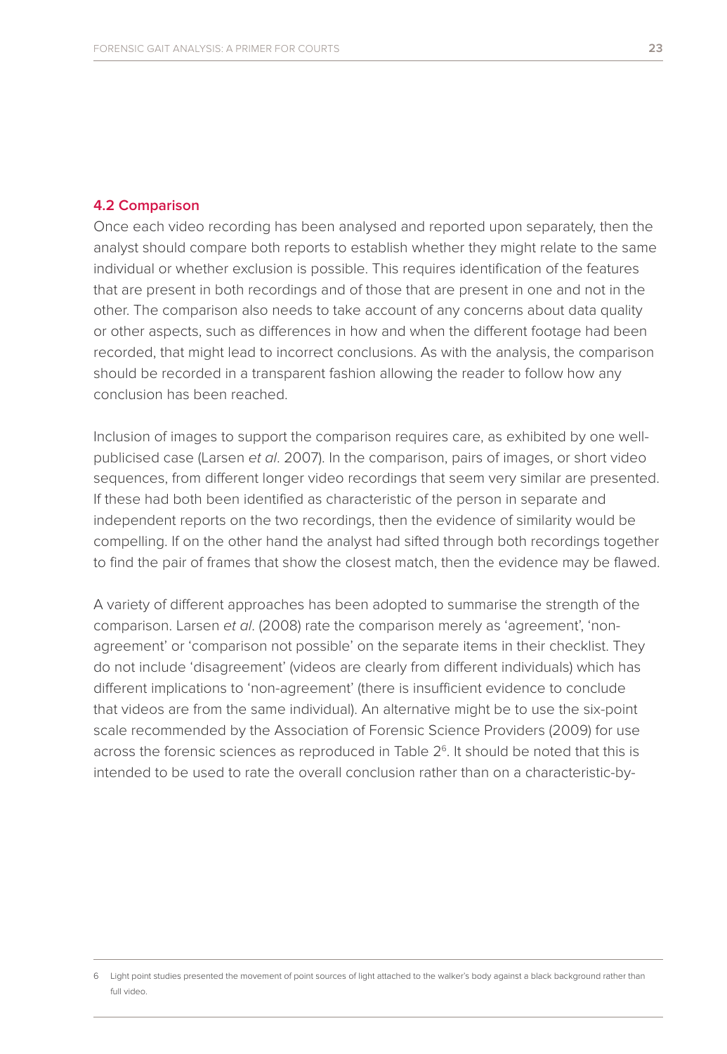## 4.2 Comparison

Once each video recording has been analysed and reported upon separately, then the analyst should compare both reports to establish whether they might relate to the same individual or whether exclusion is possible. This requires identification of the features that are present in both recordings and of those that are present in one and not in the other. The comparison also needs to take account of any concerns about data quality or other aspects, such as differences in how and when the different footage had been recorded, that might lead to incorrect conclusions. As with the analysis, the comparison should be recorded in a transparent fashion allowing the reader to follow how any conclusion has been reached.

Inclusion of images to support the comparison requires care, as exhibited by one well-publicised case (Larsen *et al*. 2007). In the comparison, pairs of images, or short video sequences, from different longer video recordings that seem very similar are presented. If these had both been identified as characteristic of the person in separate and independent reports on the two recordings, then the evidence of similarity would be compelling. If on the other hand the analyst had sifted through both recordings together to find the pair of frames that show the closest match, then the evidence may be flawed.

A variety of different approaches has been adopted to summarise the strength of the comparison. Larsen *et al*. (2008) rate the comparison merely as 'agreement', 'non-agreement' or 'comparison not possible' on the separate items in their checklist. They do not include 'disagreement' (videos are clearly from different individuals) which has different implications to 'non-agreement' (there is insufficient evidence to conclude that videos are from the same individual). An alternative might be to use the six-point scale recommended by the Association of Forensic Science Providers (2009) for use across the forensic sciences as reproduced in Table 2[6]. It should be noted that this is intended to be used to rate the overall conclusion rather than on a characteristic-by-

6 Light point studies presented the movement of point sources of light attached to the walker's body against a black background rather than full video.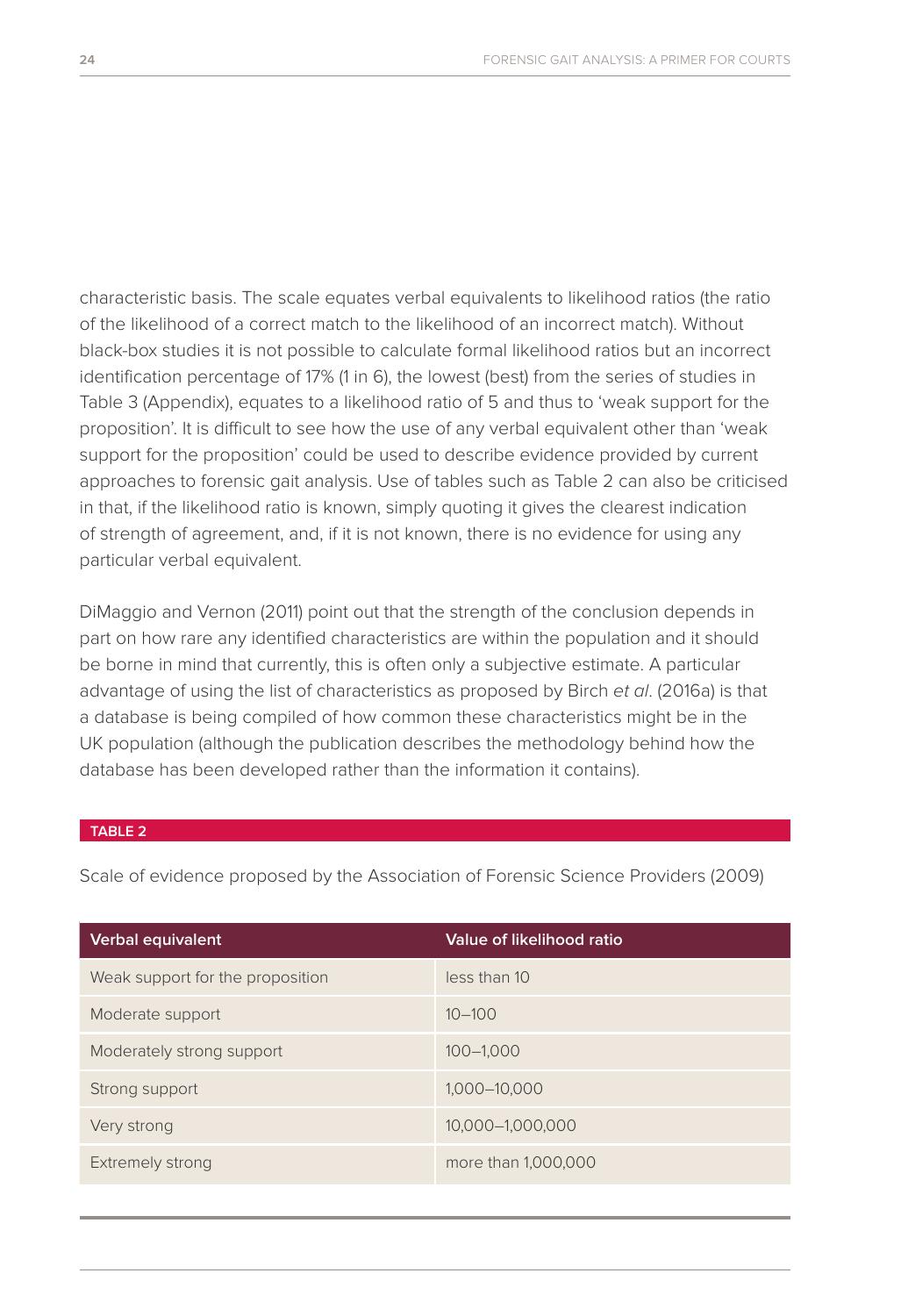characteristic basis. The scale equates verbal equivalents to likelihood ratios (the ratio of the likelihood of a correct match to the likelihood of an incorrect match). Without black-box studies it is not possible to calculate formal likelihood ratios but an incorrect identification percentage of 17% (1 in 6), the lowest (best) from the series of studies in Table 3 (Appendix), equates to a likelihood ratio of 5 and thus to 'weak support for the proposition'. It is difficult to see how the use of any verbal equivalent other than 'weak support for the proposition' could be used to describe evidence provided by current approaches to forensic gait analysis. Use of tables such as Table 2 can also be criticised in that, if the likelihood ratio is known, simply quoting it gives the clearest indication of strength of agreement, and, if it is not known, there is no evidence for using any particular verbal equivalent.

DiMaggio and Vernon (2011) point out that the strength of the conclusion depends in part on how rare any identified characteristics are within the population and it should be borne in mind that currently, this is often only a subjective estimate. A particular advantage of using the list of characteristics as proposed by Birch *et al*. (2016a) is that a database is being compiled of how common these characteristics might be in the UK population (although the publication describes the methodology behind how the database has been developed rather than the information it contains).

**TABLE 2**

Scale of evidence proposed by the Association of Forensic Science Providers (2009)

| Verbal equivalent | Value of likelihood ratio |
|---|---|
| Weak support for the proposition | less than 10 |
| Moderate support | 10–100 |
| Moderately strong support | 100–1,000 |
| Strong support | 1,000–10,000 |
| Very strong | 10,000–1,000,000 |
| Extremely strong | more than 1,000,000 |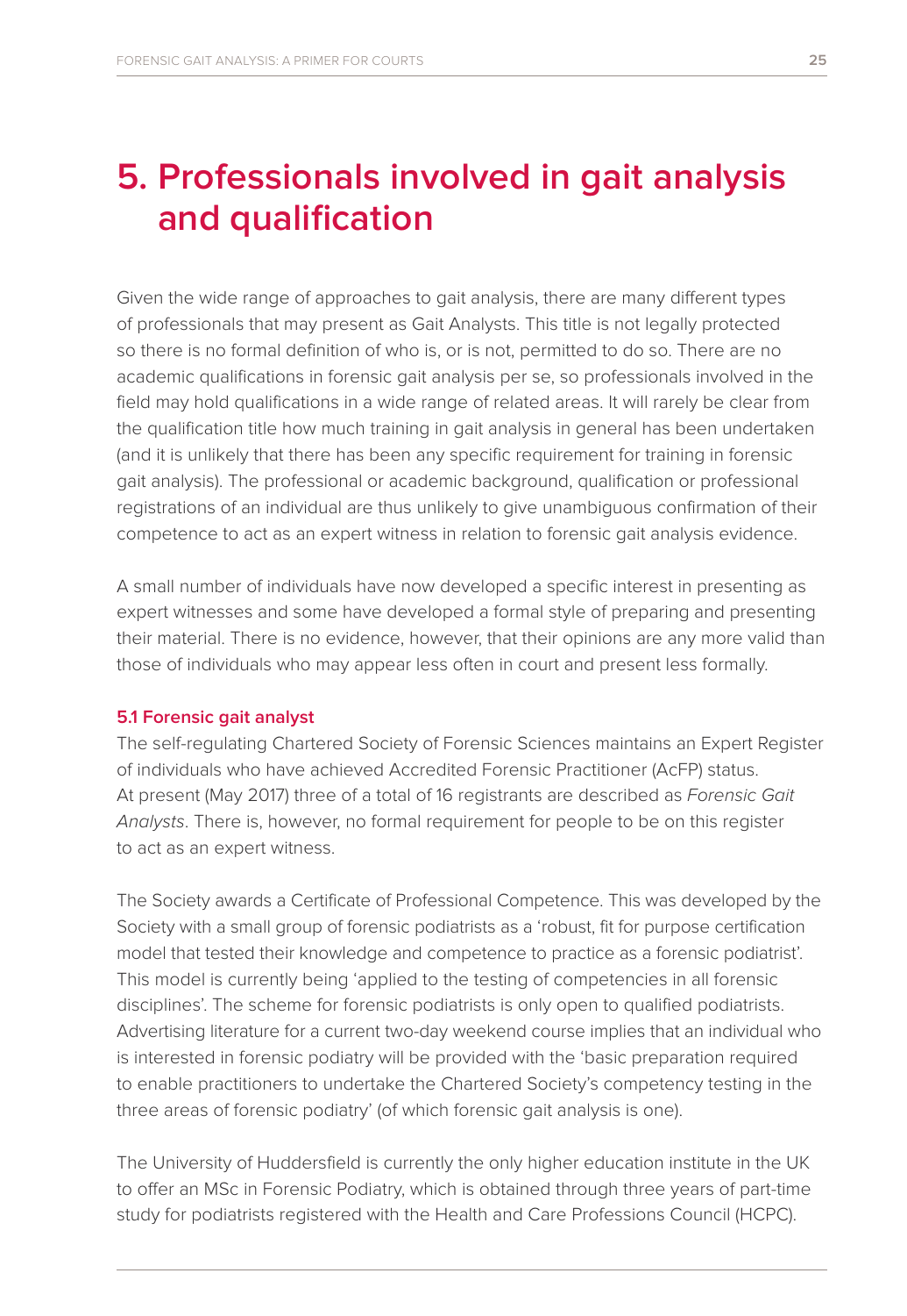# 5. Professionals involved in gait analysis and qualification

Given the wide range of approaches to gait analysis, there are many different types of professionals that may present as Gait Analysts. This title is not legally protected so there is no formal definition of who is, or is not, permitted to do so. There are no academic qualifications in forensic gait analysis per se, so professionals involved in the field may hold qualifications in a wide range of related areas. It will rarely be clear from the qualification title how much training in gait analysis in general has been undertaken (and it is unlikely that there has been any specific requirement for training in forensic gait analysis). The professional or academic background, qualification or professional registrations of an individual are thus unlikely to give unambiguous confirmation of their competence to act as an expert witness in relation to forensic gait analysis evidence.

A small number of individuals have now developed a specific interest in presenting as expert witnesses and some have developed a formal style of preparing and presenting their material. There is no evidence, however, that their opinions are any more valid than those of individuals who may appear less often in court and present less formally.

### 5.1 Forensic gait analyst

The self-regulating Chartered Society of Forensic Sciences maintains an Expert Register of individuals who have achieved Accredited Forensic Practitioner (AcFP) status. At present (May 2017) three of a total of 16 registrants are described as *Forensic Gait Analysts*. There is, however, no formal requirement for people to be on this register to act as an expert witness.

The Society awards a Certificate of Professional Competence. This was developed by the Society with a small group of forensic podiatrists as a 'robust, fit for purpose certification model that tested their knowledge and competence to practice as a forensic podiatrist'. This model is currently being 'applied to the testing of competencies in all forensic disciplines'. The scheme for forensic podiatrists is only open to qualified podiatrists. Advertising literature for a current two-day weekend course implies that an individual who is interested in forensic podiatry will be provided with the 'basic preparation required to enable practitioners to undertake the Chartered Society's competency testing in the three areas of forensic podiatry' (of which forensic gait analysis is one).

The University of Huddersfield is currently the only higher education institute in the UK to offer an MSc in Forensic Podiatry, which is obtained through three years of part-time study for podiatrists registered with the Health and Care Professions Council (HCPC).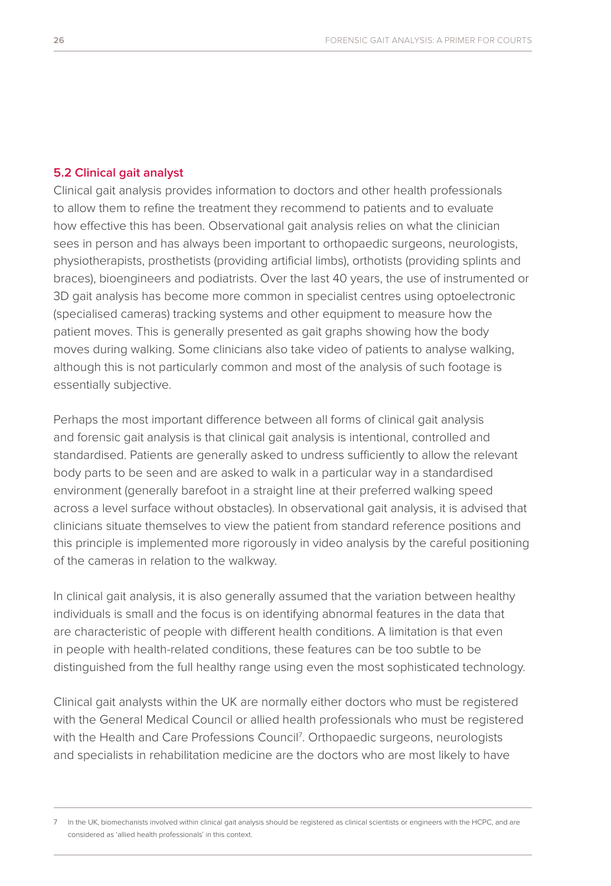### 5.2 Clinical gait analyst

Clinical gait analysis provides information to doctors and other health professionals to allow them to refine the treatment they recommend to patients and to evaluate how effective this has been. Observational gait analysis relies on what the clinician sees in person and has always been important to orthopaedic surgeons, neurologists, physiotherapists, prosthetists (providing artificial limbs), orthotists (providing splints and braces), bioengineers and podiatrists. Over the last 40 years, the use of instrumented or 3D gait analysis has become more common in specialist centres using optoelectronic (specialised cameras) tracking systems and other equipment to measure how the patient moves. This is generally presented as gait graphs showing how the body moves during walking. Some clinicians also take video of patients to analyse walking, although this is not particularly common and most of the analysis of such footage is essentially subjective.

Perhaps the most important difference between all forms of clinical gait analysis and forensic gait analysis is that clinical gait analysis is intentional, controlled and standardised. Patients are generally asked to undress sufficiently to allow the relevant body parts to be seen and are asked to walk in a particular way in a standardised environment (generally barefoot in a straight line at their preferred walking speed across a level surface without obstacles). In observational gait analysis, it is advised that clinicians situate themselves to view the patient from standard reference positions and this principle is implemented more rigorously in video analysis by the careful positioning of the cameras in relation to the walkway.

In clinical gait analysis, it is also generally assumed that the variation between healthy individuals is small and the focus is on identifying abnormal features in the data that are characteristic of people with different health conditions. A limitation is that even in people with health-related conditions, these features can be too subtle to be distinguished from the full healthy range using even the most sophisticated technology.

Clinical gait analysts within the UK are normally either doctors who must be registered with the General Medical Council or allied health professionals who must be registered with the Health and Care Professions Council[7]. Orthopaedic surgeons, neurologists and specialists in rehabilitation medicine are the doctors who are most likely to have

7 In the UK, biomechanists involved within clinical gait analysis should be registered as clinical scientists or engineers with the HCPC, and are considered as 'allied health professionals' in this context.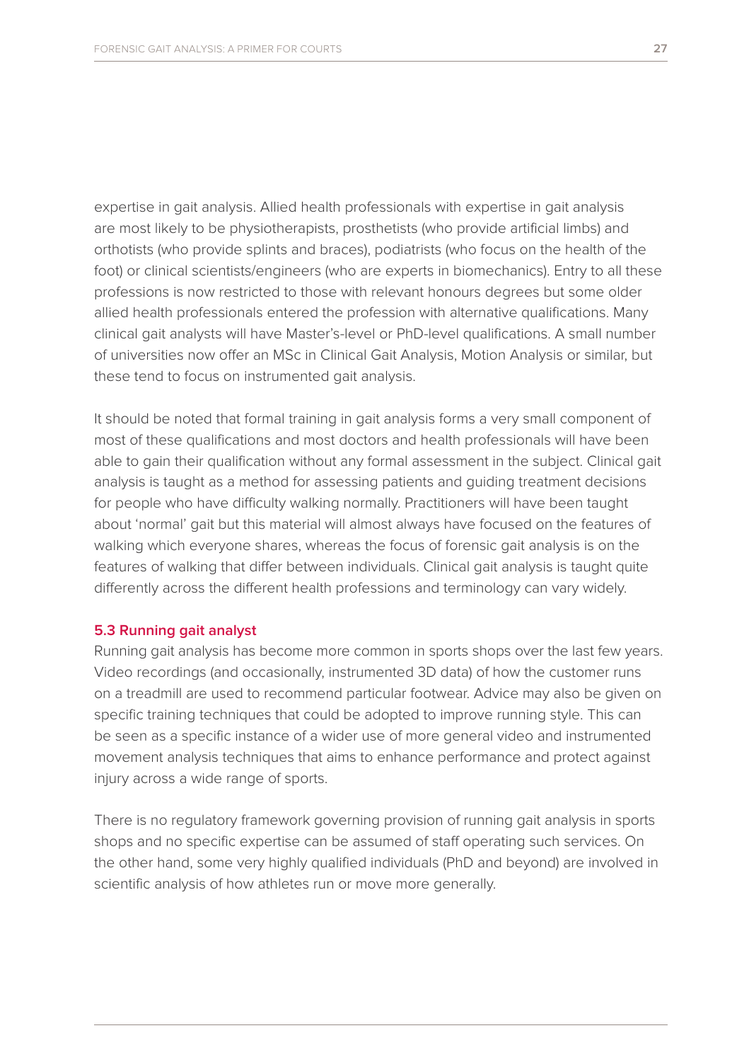expertise in gait analysis. Allied health professionals with expertise in gait analysis are most likely to be physiotherapists, prosthetists (who provide artificial limbs) and orthotists (who provide splints and braces), podiatrists (who focus on the health of the foot) or clinical scientists/engineers (who are experts in biomechanics). Entry to all these professions is now restricted to those with relevant honours degrees but some older allied health professionals entered the profession with alternative qualifications. Many clinical gait analysts will have Master's-level or PhD-level qualifications. A small number of universities now offer an MSc in Clinical Gait Analysis, Motion Analysis or similar, but these tend to focus on instrumented gait analysis.

It should be noted that formal training in gait analysis forms a very small component of most of these qualifications and most doctors and health professionals will have been able to gain their qualification without any formal assessment in the subject. Clinical gait analysis is taught as a method for assessing patients and guiding treatment decisions for people who have difficulty walking normally. Practitioners will have been taught about 'normal' gait but this material will almost always have focused on the features of walking which everyone shares, whereas the focus of forensic gait analysis is on the features of walking that differ between individuals. Clinical gait analysis is taught quite differently across the different health professions and terminology can vary widely.

### 5.3 Running gait analyst

Running gait analysis has become more common in sports shops over the last few years. Video recordings (and occasionally, instrumented 3D data) of how the customer runs on a treadmill are used to recommend particular footwear. Advice may also be given on specific training techniques that could be adopted to improve running style. This can be seen as a specific instance of a wider use of more general video and instrumented movement analysis techniques that aims to enhance performance and protect against injury across a wide range of sports.

There is no regulatory framework governing provision of running gait analysis in sports shops and no specific expertise can be assumed of staff operating such services. On the other hand, some very highly qualified individuals (PhD and beyond) are involved in scientific analysis of how athletes run or move more generally.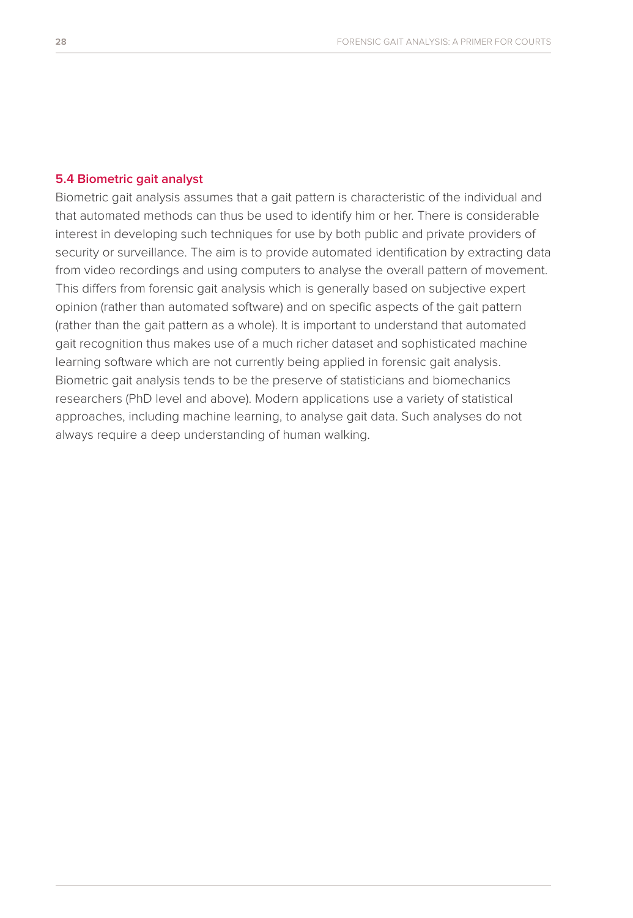### 5.4 Biometric gait analyst

Biometric gait analysis assumes that a gait pattern is characteristic of the individual and that automated methods can thus be used to identify him or her. There is considerable interest in developing such techniques for use by both public and private providers of security or surveillance. The aim is to provide automated identification by extracting data from video recordings and using computers to analyse the overall pattern of movement. This differs from forensic gait analysis which is generally based on subjective expert opinion (rather than automated software) and on specific aspects of the gait pattern (rather than the gait pattern as a whole). It is important to understand that automated gait recognition thus makes use of a much richer dataset and sophisticated machine learning software which are not currently being applied in forensic gait analysis. Biometric gait analysis tends to be the preserve of statisticians and biomechanics researchers (PhD level and above). Modern applications use a variety of statistical approaches, including machine learning, to analyse gait data. Such analyses do not always require a deep understanding of human walking.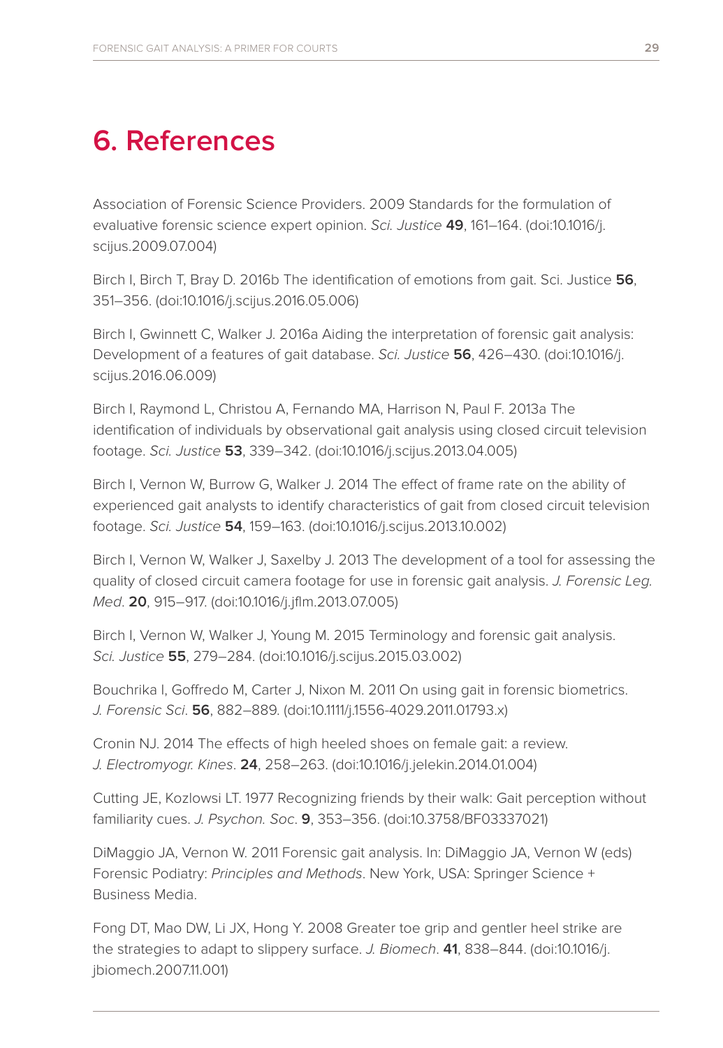# 6. References

Association of Forensic Science Providers. 2009 Standards for the formulation of evaluative forensic science expert opinion. *Sci. Justice* **49**, 161–164. (doi:10.1016/j.scijus.2009.07.004)

Birch I, Birch T, Bray D. 2016b The identification of emotions from gait. Sci. Justice **56**, 351–356. (doi:10.1016/j.scijus.2016.05.006)

Birch I, Gwinnett C, Walker J. 2016a Aiding the interpretation of forensic gait analysis: Development of a features of gait database. *Sci. Justice* **56**, 426–430. (doi:10.1016/j.scijus.2016.06.009)

Birch I, Raymond L, Christou A, Fernando MA, Harrison N, Paul F. 2013a The identification of individuals by observational gait analysis using closed circuit television footage. *Sci. Justice* **53**, 339–342. (doi:10.1016/j.scijus.2013.04.005)

Birch I, Vernon W, Burrow G, Walker J. 2014 The effect of frame rate on the ability of experienced gait analysts to identify characteristics of gait from closed circuit television footage. *Sci. Justice* **54**, 159–163. (doi:10.1016/j.scijus.2013.10.002)

Birch I, Vernon W, Walker J, Saxelby J. 2013 The development of a tool for assessing the quality of closed circuit camera footage for use in forensic gait analysis. *J. Forensic Leg. Med*. **20**, 915–917. (doi:10.1016/j.jflm.2013.07.005)

Birch I, Vernon W, Walker J, Young M. 2015 Terminology and forensic gait analysis. *Sci. Justice* **55**, 279–284. (doi:10.1016/j.scijus.2015.03.002)

Bouchrika I, Goffredo M, Carter J, Nixon M. 2011 On using gait in forensic biometrics. *J. Forensic Sci*. **56**, 882–889. (doi:10.1111/j.1556-4029.2011.01793.x)

Cronin NJ. 2014 The effects of high heeled shoes on female gait: a review. *J. Electromyogr. Kines*. **24**, 258–263. (doi:10.1016/j.jelekin.2014.01.004)

Cutting JE, Kozlowski LT. 1977 Recognizing friends by their walk: Gait perception without familiarity cues. *J. Psychon. Soc*. **9**, 353–356. (doi:10.3758/BF03337021)

DiMaggio JA, Vernon W. 2011 Forensic gait analysis. In: DiMaggio JA, Vernon W (eds) Forensic Podiatry: *Principles and Methods*. New York, USA: Springer Science + Business Media.

Fong DT, Mao DW, Li JX, Hong Y. 2008 Greater toe grip and gentler heel strike are the strategies to adapt to slippery surface. *J. Biomech*. **41**, 838–844. (doi:10.1016/j.jbiomech.2007.11.001)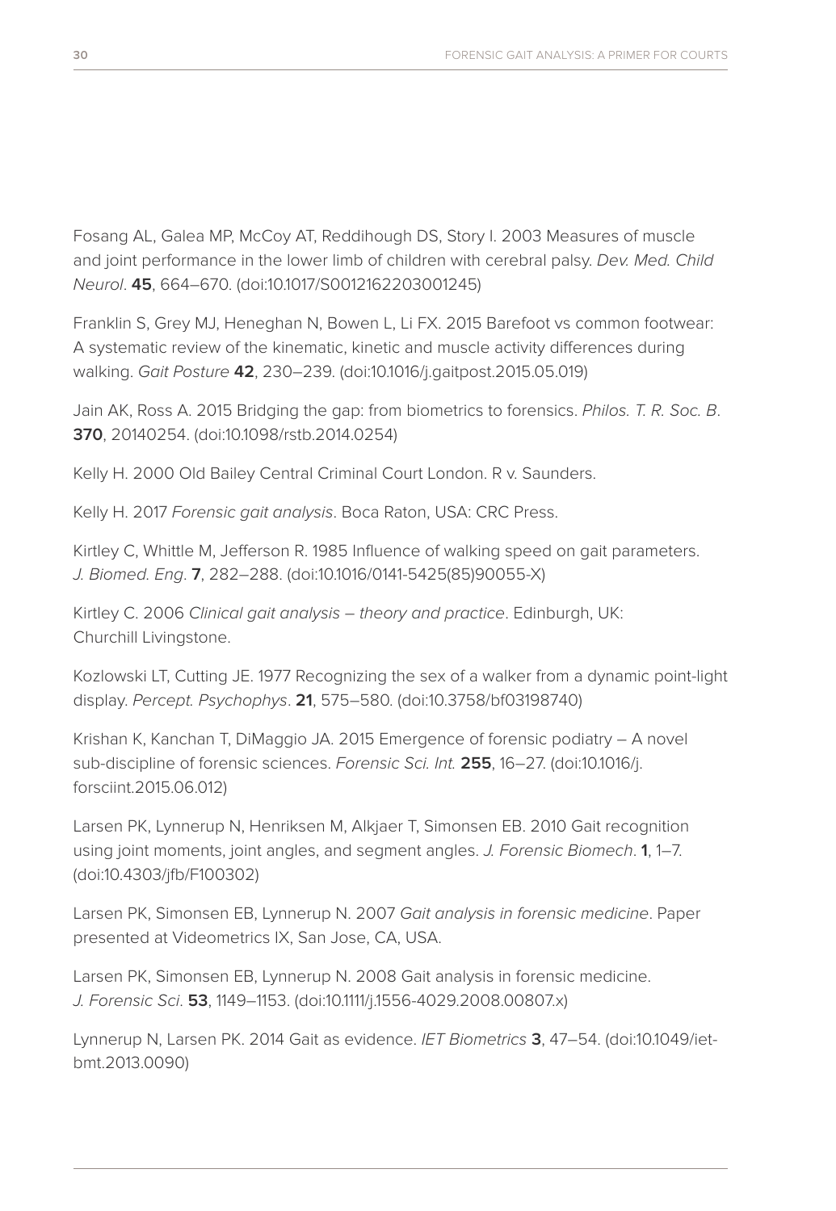Fosang AL, Galea MP, McCoy AT, Reddihough DS, Story I. 2003 Measures of muscle and joint performance in the lower limb of children with cerebral palsy. *Dev. Med. Child Neurol*. **45**, 664–670. (doi:10.1017/S0012162203001245)

Franklin S, Grey MJ, Heneghan N, Bowen L, Li FX. 2015 Barefoot vs common footwear: A systematic review of the kinematic, kinetic and muscle activity differences during walking. *Gait Posture* **42**, 230–239. (doi:10.1016/j.gaitpost.2015.05.019)

Jain AK, Ross A. 2015 Bridging the gap: from biometrics to forensics. *Philos. T. R. Soc. B*. **370**, 20140254. (doi:10.1098/rstb.2014.0254)

Kelly H. 2000 Old Bailey Central Criminal Court London. R v. Saunders.

Kelly H. 2017 *Forensic gait analysis*. Boca Raton, USA: CRC Press.

Kirtley C, Whittle M, Jefferson R. 1985 Influence of walking speed on gait parameters. *J. Biomed. Eng*. **7**, 282–288. (doi:10.1016/0141-5425(85)90055-X)

Kirtley C. 2006 *Clinical gait analysis – theory and practice*. Edinburgh, UK: Churchill Livingstone.

Kozlowski LT, Cutting JE. 1977 Recognizing the sex of a walker from a dynamic point-light display. *Percept. Psychophys*. **21**, 575–580. (doi:10.3758/bf03198740)

Krishan K, Kanchan T, DiMaggio JA. 2015 Emergence of forensic podiatry – A novel sub-discipline of forensic sciences. *Forensic Sci. Int.* **255**, 16–27. (doi:10.1016/j.forsciint.2015.06.012)

Larsen PK, Lynnerup N, Henriksen M, Alkjaer T, Simonsen EB. 2010 Gait recognition using joint moments, joint angles, and segment angles. *J. Forensic Biomech*. **1**, 1–7. (doi:10.4303/jfb/F100302)

Larsen PK, Simonsen EB, Lynnerup N. 2007 *Gait analysis in forensic medicine*. Paper presented at Videometrics IX, San Jose, CA, USA.

Larsen PK, Simonsen EB, Lynnerup N. 2008 Gait analysis in forensic medicine. *J. Forensic Sci*. **53**, 1149–1153. (doi:10.1111/j.1556-4029.2008.00807.x)

Lynnerup N, Larsen PK. 2014 Gait as evidence. *IET Biometrics* **3**, 47–54. (doi:10.1049/iet-bmt.2013.0090)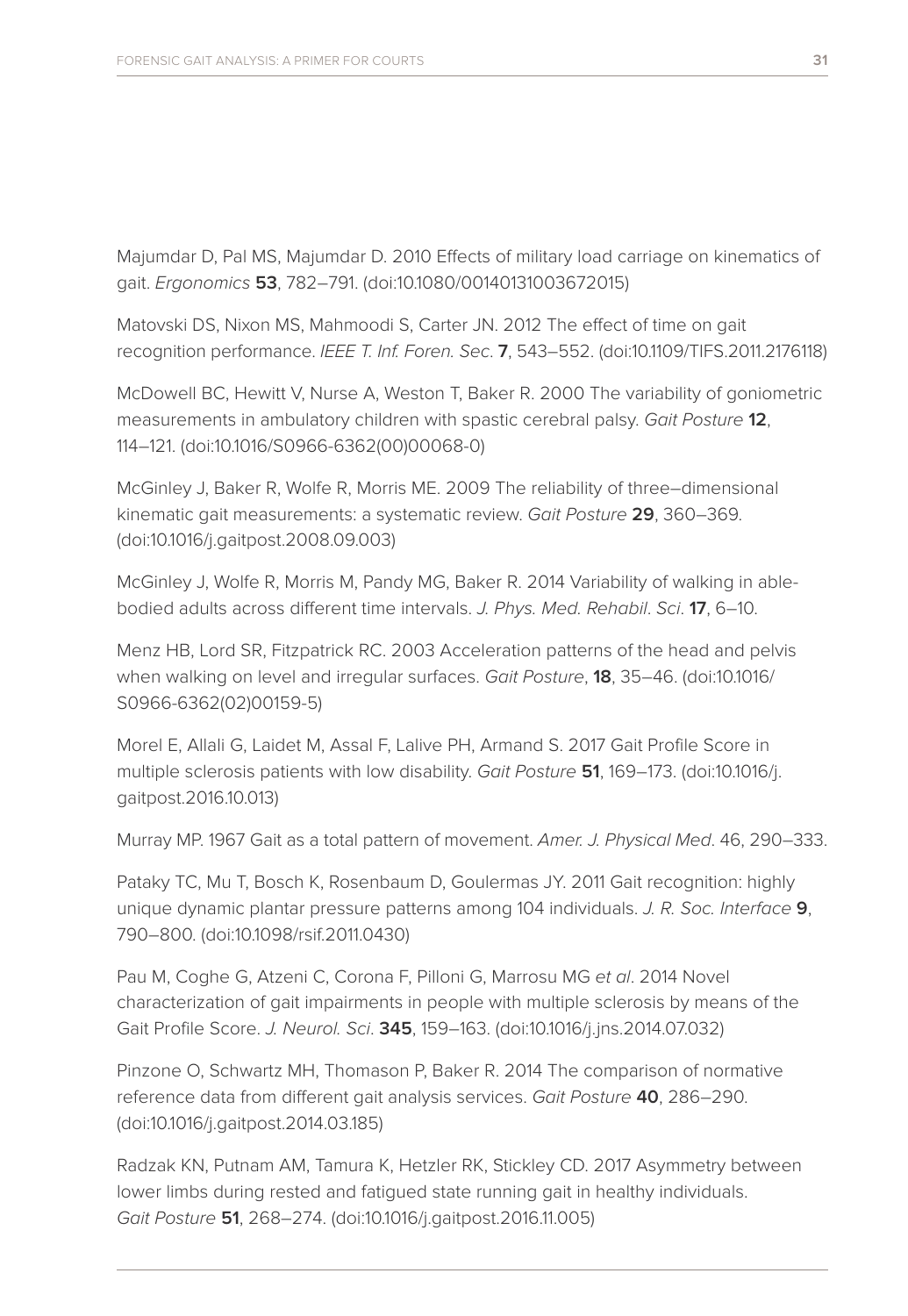Majumdar D, Pal MS, Majumdar D. 2010 Effects of military load carriage on kinematics of gait. *Ergonomics* **53**, 782–791. (doi:10.1080/00140131003672015)

Matovski DS, Nixon MS, Mahmoodi S, Carter JN. 2012 The effect of time on gait recognition performance. *IEEE T. Inf. Foren. Sec*. **7**, 543–552. (doi:10.1109/TIFS.2011.2176118)

McDowell BC, Hewitt V, Nurse A, Weston T, Baker R. 2000 The variability of goniometric measurements in ambulatory children with spastic cerebral palsy. *Gait Posture* **12**, 114–121. (doi:10.1016/S0966-6362(00)00068-0)

McGinley J, Baker R, Wolfe R, Morris ME. 2009 The reliability of three–dimensional kinematic gait measurements: a systematic review. *Gait Posture* **29**, 360–369. (doi:10.1016/j.gaitpost.2008.09.003)

McGinley J, Wolfe R, Morris M, Pandy MG, Baker R. 2014 Variability of walking in able-bodied adults across different time intervals. *J. Phys. Med. Rehabil. Sci*. **17**, 6–10.

Menz HB, Lord SR, Fitzpatrick RC. 2003 Acceleration patterns of the head and pelvis when walking on level and irregular surfaces. *Gait Posture*, **18**, 35–46. (doi:10.1016/S0966-6362(02)00159-5)

Morel E, Allali G, Laidet M, Assal F, Lalive PH, Armand S. 2017 Gait Profile Score in multiple sclerosis patients with low disability. *Gait Posture* **51**, 169–173. (doi:10.1016/j.gaitpost.2016.10.013)

Murray MP. 1967 Gait as a total pattern of movement. *Amer. J. Physical Med*. 46, 290–333.

Pataky TC, Mu T, Bosch K, Rosenbaum D, Goulermas JY. 2011 Gait recognition: highly unique dynamic plantar pressure patterns among 104 individuals. *J. R. Soc. Interface* **9**, 790–800. (doi:10.1098/rsif.2011.0430)

Pau M, Coghe G, Atzeni C, Corona F, Pilloni G, Marrosu MG *et al*. 2014 Novel characterization of gait impairments in people with multiple sclerosis by means of the Gait Profile Score. *J. Neurol. Sci*. **345**, 159–163. (doi:10.1016/j.jns.2014.07.032)

Pinzone O, Schwartz MH, Thomason P, Baker R. 2014 The comparison of normative reference data from different gait analysis services. *Gait Posture* **40**, 286–290. (doi:10.1016/j.gaitpost.2014.03.185)

Radzak KN, Putnam AM, Tamura K, Hetzler RK, Stickley CD. 2017 Asymmetry between lower limbs during rested and fatigued state running gait in healthy individuals. *Gait Posture* **51**, 268–274. (doi:10.1016/j.gaitpost.2016.11.005)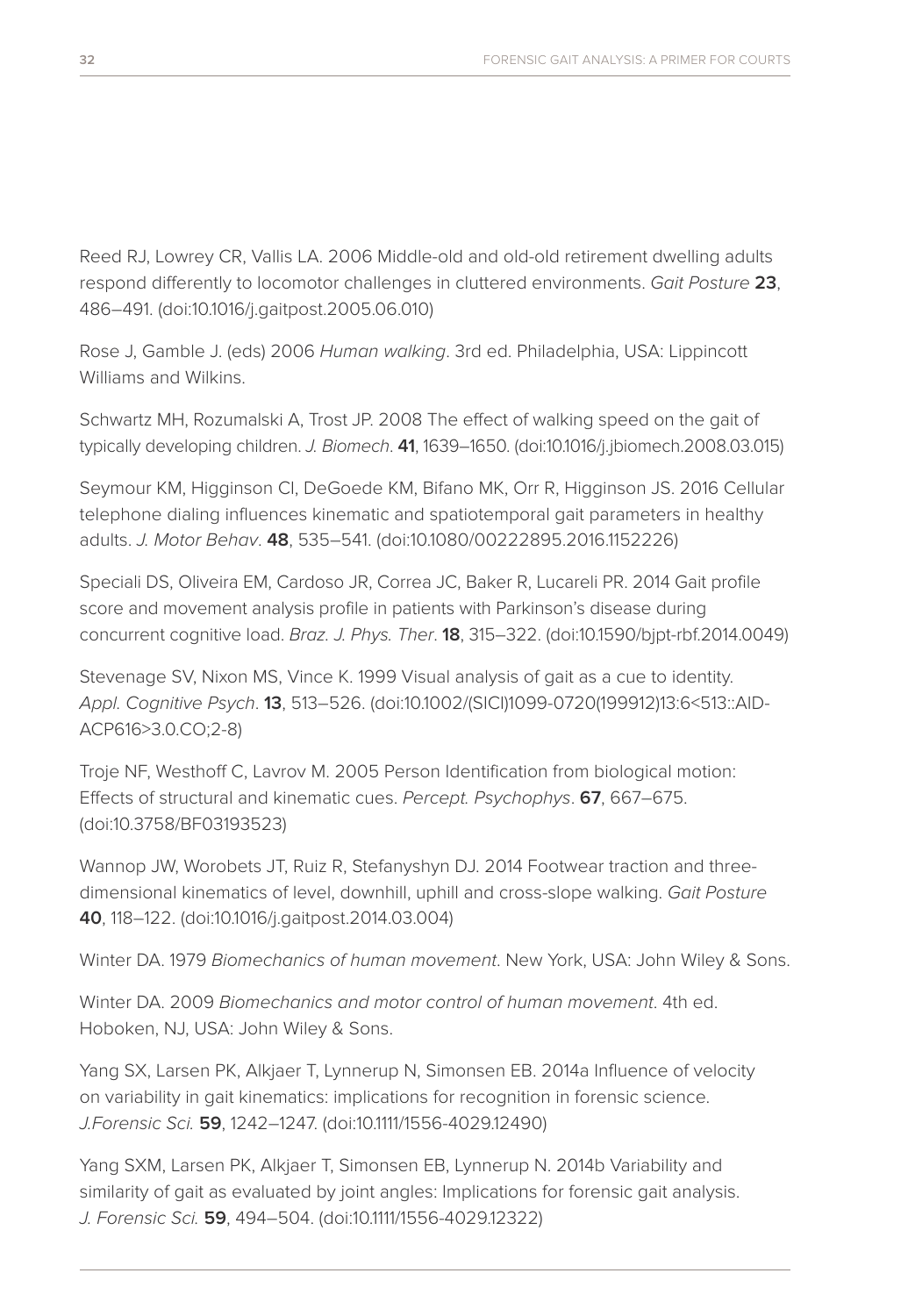Reed RJ, Lowrey CR, Vallis LA. 2006 Middle-old and old-old retirement dwelling adults respond differently to locomotor challenges in cluttered environments. *Gait Posture* **23**, 486–491. (doi:10.1016/j.gaitpost.2005.06.010)

Rose J, Gamble J. (eds) 2006 *Human walking*. 3rd ed. Philadelphia, USA: Lippincott Williams and Wilkins.

Schwartz MH, Rozumalski A, Trost JP. 2008 The effect of walking speed on the gait of typically developing children. *J. Biomech*. **41**, 1639–1650. (doi:10.1016/j.jbiomech.2008.03.015)

Seymour KM, Higginson CI, DeGoede KM, Bifano MK, Orr R, Higginson JS. 2016 Cellular telephone dialing influences kinematic and spatiotemporal gait parameters in healthy adults. *J. Motor Behav*. **48**, 535–541. (doi:10.1080/00222895.2016.1152226)

Speciali DS, Oliveira EM, Cardoso JR, Correa JC, Baker R, Lucareli PR. 2014 Gait profile score and movement analysis profile in patients with Parkinson's disease during concurrent cognitive load. *Braz. J. Phys. Ther*. **18**, 315–322. (doi:10.1590/bjpt-rbf.2014.0049)

Stevenage SV, Nixon MS, Vince K. 1999 Visual analysis of gait as a cue to identity. *Appl. Cognitive Psych*. **13**, 513–526. (doi:10.1002/(SICI)1099-0720(199912)13:6<513::AID-ACP616>3.0.CO;2-8)

Troje NF, Westhoff C, Lavrov M. 2005 Person Identification from biological motion: Effects of structural and kinematic cues. *Percept. Psychophys*. **67**, 667–675. (doi:10.3758/BF03193523)

Wannop JW, Worobets JT, Ruiz R, Stefanyshyn DJ. 2014 Footwear traction and three-dimensional kinematics of level, downhill, uphill and cross-slope walking. *Gait Posture* **40**, 118–122. (doi:10.1016/j.gaitpost.2014.03.004)

Winter DA. 1979 *Biomechanics of human movement*. New York, USA: John Wiley & Sons.

Winter DA. 2009 *Biomechanics and motor control of human movement*. 4th ed. Hoboken, NJ, USA: John Wiley & Sons.

Yang SX, Larsen PK, Alkjaer T, Lynnerup N, Simonsen EB. 2014a Influence of velocity on variability in gait kinematics: implications for recognition in forensic science. *J.Forensic Sci.* **59**, 1242–1247. (doi:10.1111/1556-4029.12490)

Yang SXM, Larsen PK, Alkjaer T, Simonsen EB, Lynnerup N. 2014b Variability and similarity of gait as evaluated by joint angles: Implications for forensic gait analysis. *J. Forensic Sci.* **59**, 494–504. (doi:10.1111/1556-4029.12322)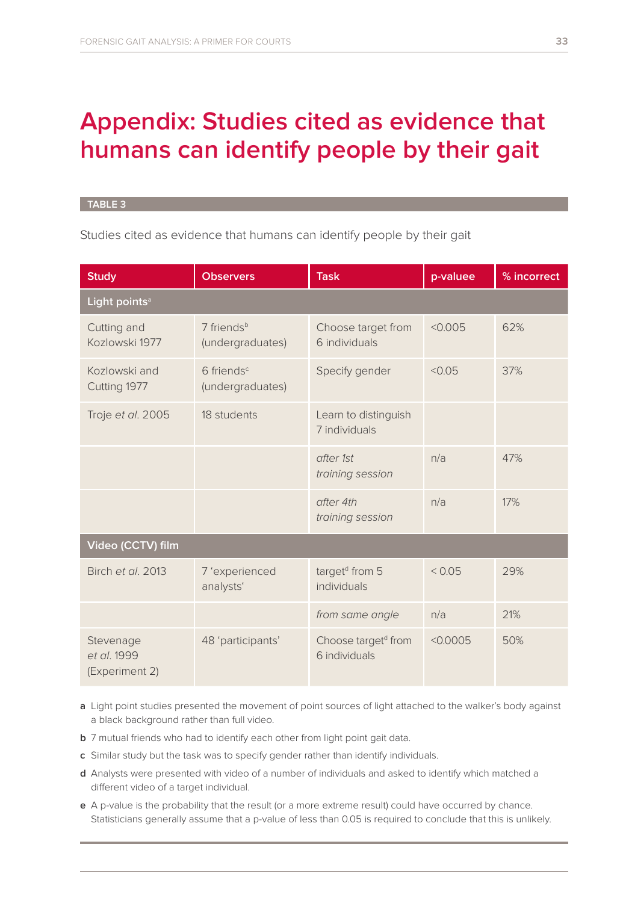# Appendix: Studies cited as evidence that humans can identify people by their gait

**TABLE 3**

Studies cited as evidence that humans can identify people by their gait

| Study | Observers | Task | p-valuee | % incorrect |
|---|---|---|---|---|
| **Light points[a]** | | | | |
| Cutting and Kozlowski 1977 | 7 friends[b] (undergraduates) | Choose target from 6 individuals | <0.005 | 62% |
| Kozlowski and Cutting 1977 | 6 friends[c] (undergraduates) | Specify gender | <0.05 | 37% |
| Troje *et al.* 2005 | 18 students | Learn to distinguish 7 individuals | | |
| | | *after 1st training session* | n/a | 47% |
| | | *after 4th training session* | n/a | 17% |
| **Video (CCTV) film** | | | | |
| Birch *et al.* 2013 | 7 'experienced analysts' | target[d] from 5 individuals | < 0.05 | 29% |
| | | *from same angle* | n/a | 21% |
| Stevenage *et al.* 1999 (Experiment 2) | 48 'participants' | Choose target[d] from 6 individuals | <0.0005 | 50% |

**a** Light point studies presented the movement of point sources of light attached to the walker's body against a black background rather than full video.

**b** 7 mutual friends who had to identify each other from light point gait data.

**c** Similar study but the task was to specify gender rather than identify individuals.

**d** Analysts were presented with video of a number of individuals and asked to identify which matched a different video of a target individual.

**e** A p-value is the probability that the result (or a more extreme result) could have occurred by chance. Statisticians generally assume that a p-value of less than 0.05 is required to conclude that this is unlikely.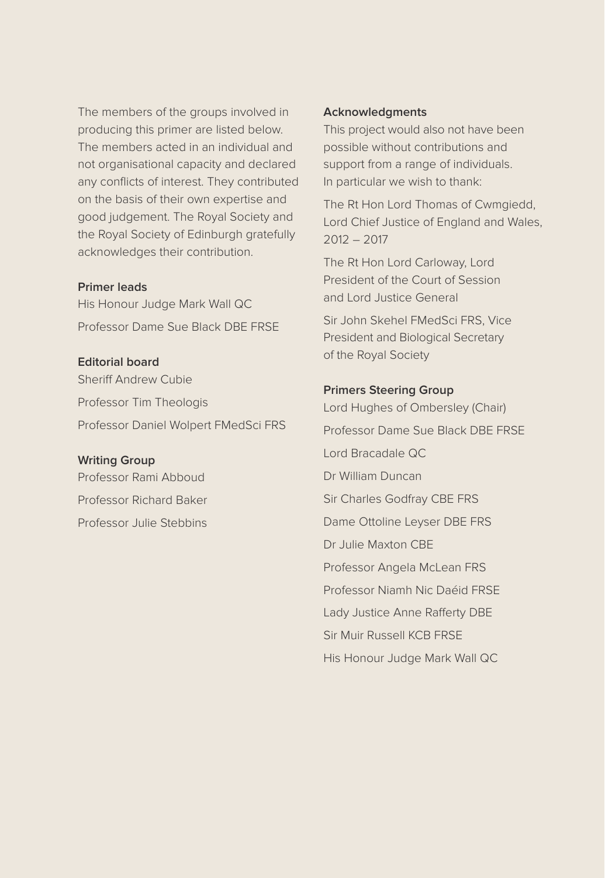The members of the groups involved in producing this primer are listed below. The members acted in an individual and not organisational capacity and declared any conflicts of interest. They contributed on the basis of their own expertise and good judgement. The Royal Society and the Royal Society of Edinburgh gratefully acknowledges their contribution.

**Primer leads**

His Honour Judge Mark Wall QC

Professor Dame Sue Black DBE FRSE

**Editorial board**

Sheriff Andrew Cubie

Professor Tim Theologis

Professor Daniel Wolpert FMedSci FRS

**Writing Group**

Professor Rami Abboud

Professor Richard Baker

Professor Julie Stebbins

**Acknowledgments**

This project would also not have been possible without contributions and support from a range of individuals. In particular we wish to thank:

The Rt Hon Lord Thomas of Cwmgiedd, Lord Chief Justice of England and Wales, 2012 – 2017

The Rt Hon Lord Carloway, Lord President of the Court of Session and Lord Justice General

Sir John Skehel FMedSci FRS, Vice President and Biological Secretary of the Royal Society

**Primers Steering Group**

Lord Hughes of Ombersley (Chair)

Professor Dame Sue Black DBE FRSE

Lord Bracadale QC

Dr William Duncan

Sir Charles Godfray CBE FRS

Dame Ottoline Leyser DBE FRS

Dr Julie Maxton CBE

Professor Angela McLean FRS

Professor Niamh Nic Daéid FRSE

Lady Justice Anne Rafferty DBE

Sir Muir Russell KCB FRSE

His Honour Judge Mark Wall QC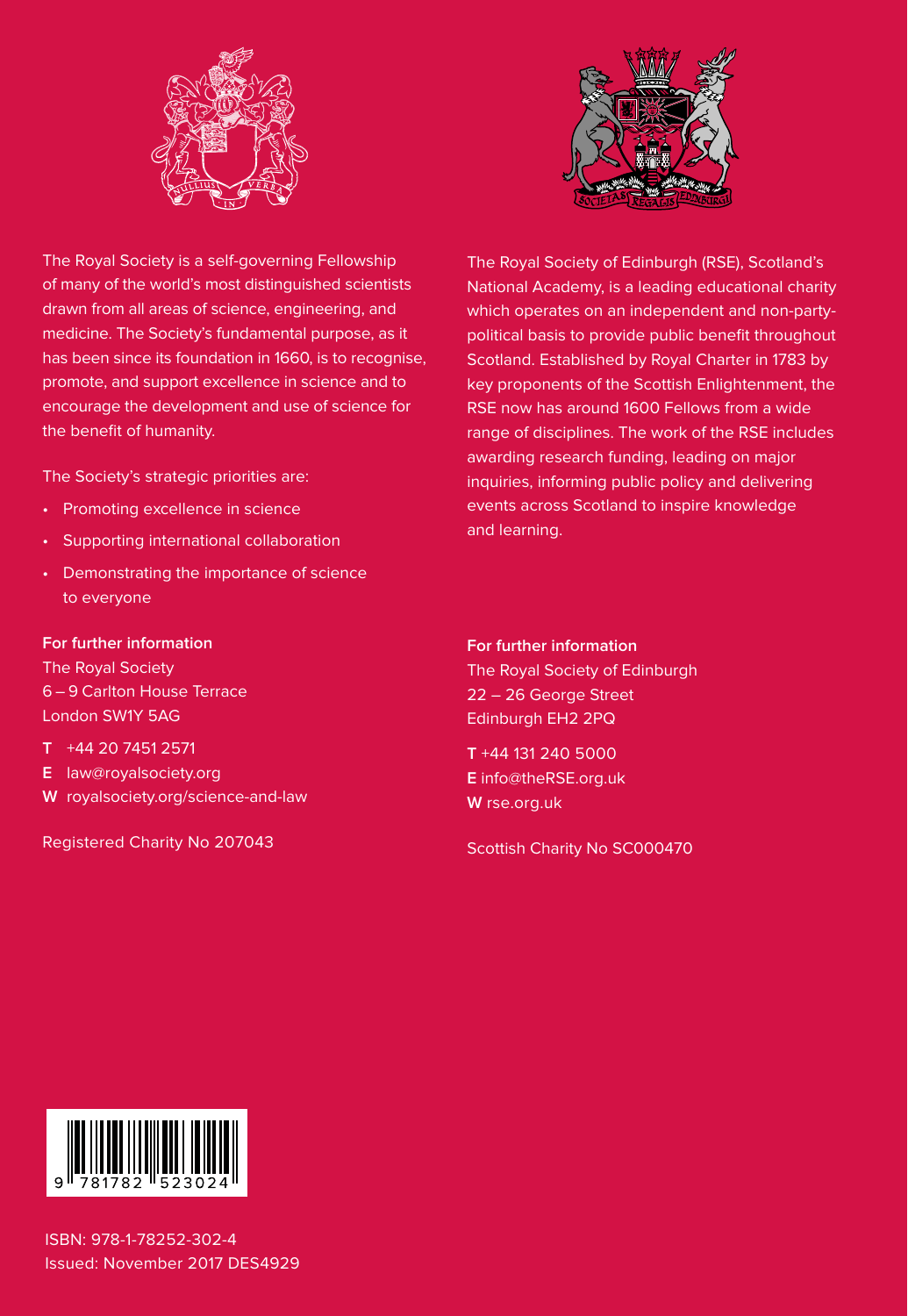The Royal Society is a self-governing Fellowship of many of the world's most distinguished scientists drawn from all areas of science, engineering, and medicine. The Society's fundamental purpose, as it has been since its foundation in 1660, is to recognise, promote, and support excellence in science and to encourage the development and use of science for the benefit of humanity.

The Society's strategic priorities are:

- Promoting excellence in science
- Supporting international collaboration
- Demonstrating the importance of science to everyone

**For further information**
The Royal Society
6 – 9 Carlton House Terrace
London SW1Y 5AG

**T** +44 20 7451 2571
**E** law@royalsociety.org
**W** royalsociety.org/science-and-law

Registered Charity No 207043

The Royal Society of Edinburgh (RSE), Scotland's National Academy, is a leading educational charity which operates on an independent and non-party-political basis to provide public benefit throughout Scotland. Established by Royal Charter in 1783 by key proponents of the Scottish Enlightenment, the RSE now has around 1600 Fellows from a wide range of disciplines. The work of the RSE includes awarding research funding, leading on major inquiries, informing public policy and delivering events across Scotland to inspire knowledge and learning.

**For further information**
The Royal Society of Edinburgh
22 – 26 George Street
Edinburgh EH2 2PQ

**T** +44 131 240 5000
**E** info@theRSE.org.uk
**W** rse.org.uk

Scottish Charity No SC000470

9 781782 523024

ISBN: 978-1-78252-302-4
Issued: November 2017 DES4929